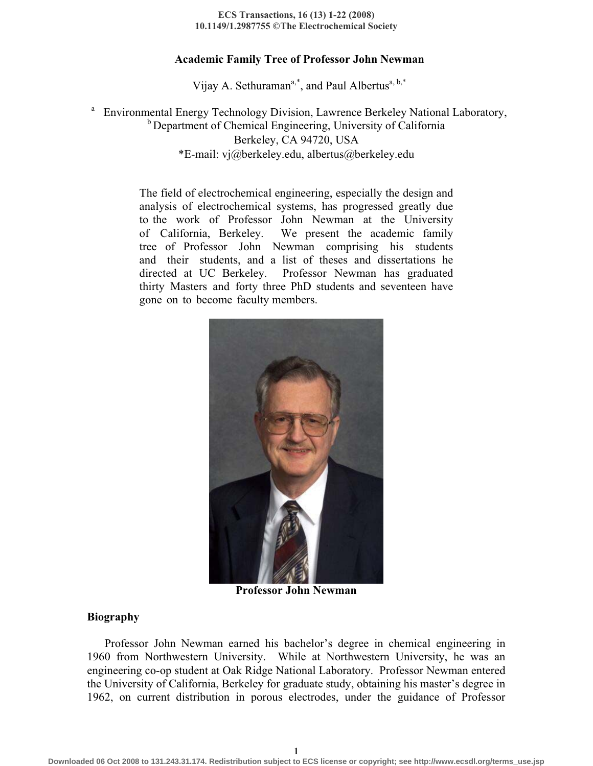# Academic Family Tree of Professor John Newman

Vijay A. Sethuraman[a,*], and Paul Albertus[a, b,*]

[a] Environmental Energy Technology Division, Lawrence Berkeley National Laboratory,
[b] Department of Chemical Engineering, University of California
Berkeley, CA 94720, USA
*E-mail: vj@berkeley.edu, albertus@berkeley.edu

The field of electrochemical engineering, especially the design and analysis of electrochemical systems, has progressed greatly due to the work of Professor John Newman at the University of California, Berkeley. We present the academic family tree of Professor John Newman comprising his students and their students, and a list of theses and dissertations he directed at UC Berkeley. Professor Newman has graduated thirty Masters and forty three PhD students and seventeen have gone on to become faculty members.

**Professor John Newman**

## Biography

Professor John Newman earned his bachelor's degree in chemical engineering in 1960 from Northwestern University. While at Northwestern University, he was an engineering co-op student at Oak Ridge National Laboratory. Professor Newman entered the University of California, Berkeley for graduate study, obtaining his master's degree in 1962, on current distribution in porous electrodes, under the guidance of Professor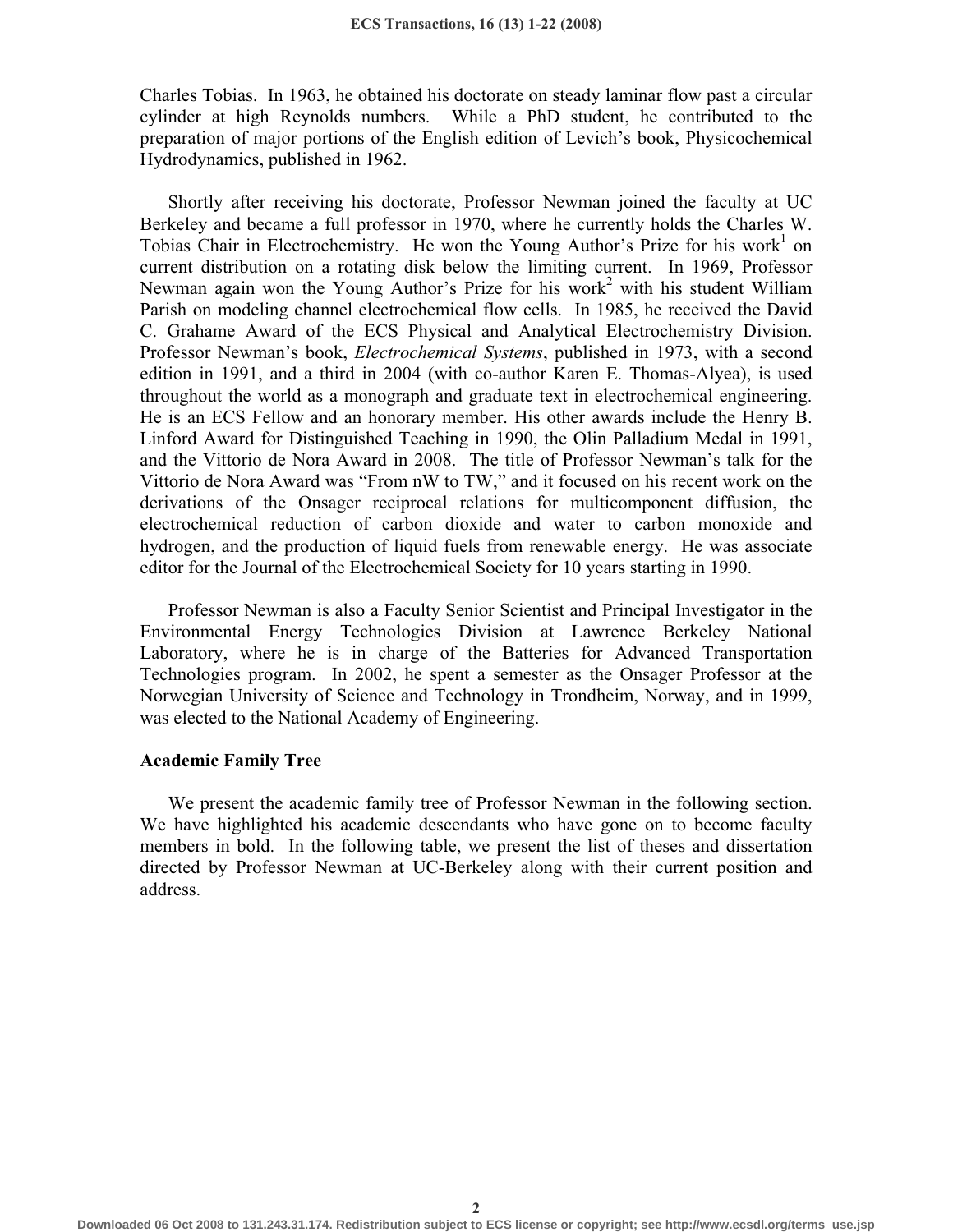Charles Tobias. In 1963, he obtained his doctorate on steady laminar flow past a circular cylinder at high Reynolds numbers. While a PhD student, he contributed to the preparation of major portions of the English edition of Levich's book, Physicochemical Hydrodynamics, published in 1962.

Shortly after receiving his doctorate, Professor Newman joined the faculty at UC Berkeley and became a full professor in 1970, where he currently holds the Charles W. Tobias Chair in Electrochemistry. He won the Young Author's Prize for his work[1] on current distribution on a rotating disk below the limiting current. In 1969, Professor Newman again won the Young Author's Prize for his work[2] with his student William Parish on modeling channel electrochemical flow cells. In 1985, he received the David C. Grahame Award of the ECS Physical and Analytical Electrochemistry Division. Professor Newman's book, *Electrochemical Systems*, published in 1973, with a second edition in 1991, and a third in 2004 (with co-author Karen E. Thomas-Alyea), is used throughout the world as a monograph and graduate text in electrochemical engineering. He is an ECS Fellow and an honorary member. His other awards include the Henry B. Linford Award for Distinguished Teaching in 1990, the Olin Palladium Medal in 1991, and the Vittorio de Nora Award in 2008. The title of Professor Newman's talk for the Vittorio de Nora Award was "From nW to TW," and it focused on his recent work on the derivations of the Onsager reciprocal relations for multicomponent diffusion, the electrochemical reduction of carbon dioxide and water to carbon monoxide and hydrogen, and the production of liquid fuels from renewable energy. He was associate editor for the Journal of the Electrochemical Society for 10 years starting in 1990.

Professor Newman is also a Faculty Senior Scientist and Principal Investigator in the Environmental Energy Technologies Division at Lawrence Berkeley National Laboratory, where he is in charge of the Batteries for Advanced Transportation Technologies program. In 2002, he spent a semester as the Onsager Professor at the Norwegian University of Science and Technology in Trondheim, Norway, and in 1999, was elected to the National Academy of Engineering.

**Academic Family Tree**

We present the academic family tree of Professor Newman in the following section. We have highlighted his academic descendants who have gone on to become faculty members in bold. In the following table, we present the list of theses and dissertation directed by Professor Newman at UC-Berkeley along with their current position and address.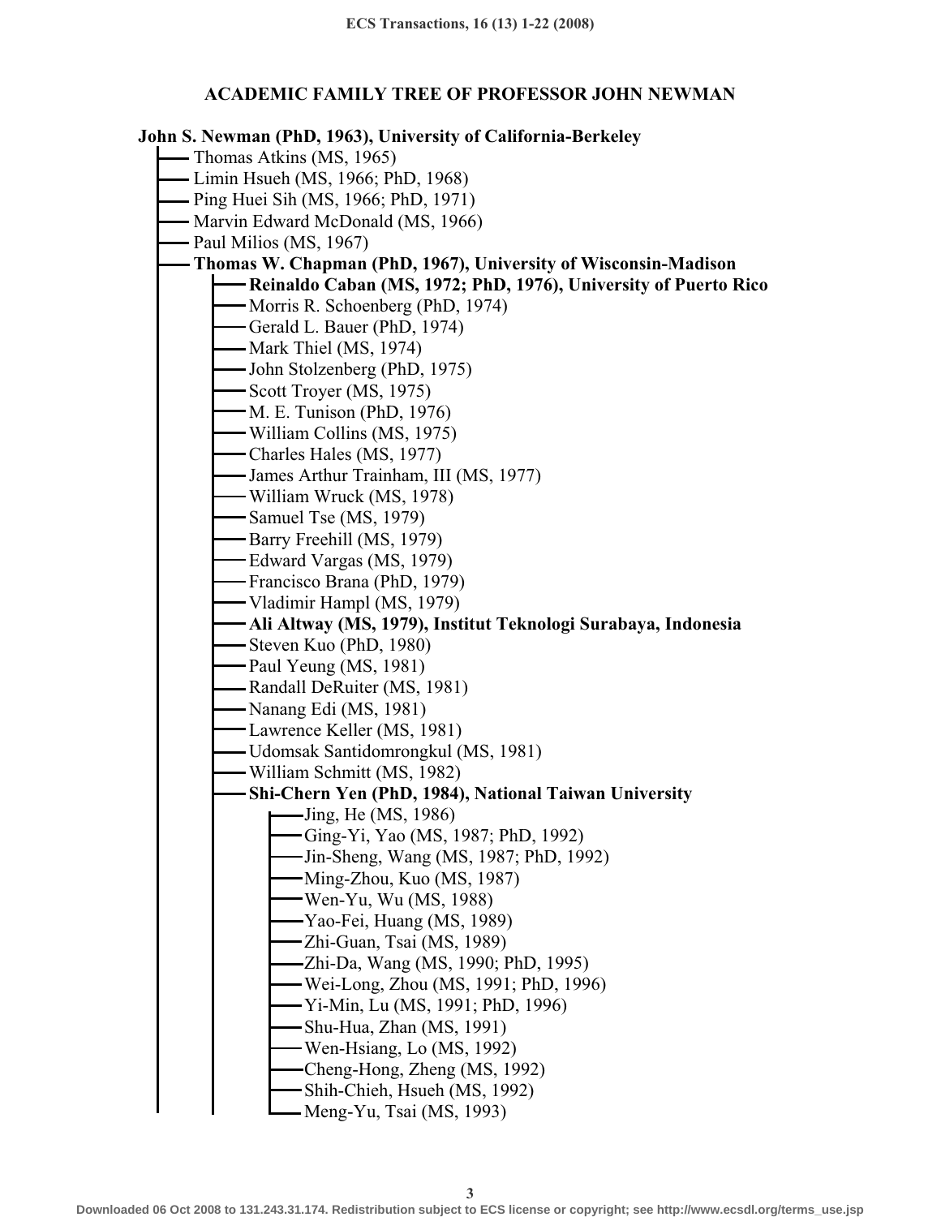## ACADEMIC FAMILY TREE OF PROFESSOR JOHN NEWMAN

**John S. Newman (PhD, 1963), University of California-Berkeley**

- Thomas Atkins (MS, 1965)
- Limin Hsueh (MS, 1966; PhD, 1968)
- Ping Huei Sih (MS, 1966; PhD, 1971)
- Marvin Edward McDonald (MS, 1966)
- Paul Milios (MS, 1967)
- **Thomas W. Chapman (PhD, 1967), University of Wisconsin-Madison**
  - **Reinaldo Caban (MS, 1972; PhD, 1976), University of Puerto Rico**
  - Morris R. Schoenberg (PhD, 1974)
  - Gerald L. Bauer (PhD, 1974)
  - Mark Thiel (MS, 1974)
  - John Stolzenberg (PhD, 1975)
  - Scott Troyer (MS, 1975)
  - M. E. Tunison (PhD, 1976)
  - William Collins (MS, 1975)
  - Charles Hales (MS, 1977)
  - James Arthur Trainham, III (MS, 1977)
  - William Wruck (MS, 1978)
  - Samuel Tse (MS, 1979)
  - Barry Freehill (MS, 1979)
  - Edward Vargas (MS, 1979)
  - Francisco Brana (PhD, 1979)
  - Vladimir Hampl (MS, 1979)
  - **Ali Altway (MS, 1979), Institut Teknologi Surabaya, Indonesia**
  - Steven Kuo (PhD, 1980)
  - Paul Yeung (MS, 1981)
  - Randall DeRuiter (MS, 1981)
  - Nanang Edi (MS, 1981)
  - Lawrence Keller (MS, 1981)
  - Udomsak Santidomrongkul (MS, 1981)
  - William Schmitt (MS, 1982)
  - **Shi-Chern Yen (PhD, 1984), National Taiwan University**
    - Jing, He (MS, 1986)
    - Ging-Yi, Yao (MS, 1987; PhD, 1992)
    - Jin-Sheng, Wang (MS, 1987; PhD, 1992)
    - Ming-Zhou, Kuo (MS, 1987)
    - Wen-Yu, Wu (MS, 1988)
    - Yao-Fei, Huang (MS, 1989)
    - Zhi-Guan, Tsai (MS, 1989)
    - Zhi-Da, Wang (MS, 1990; PhD, 1995)
    - Wei-Long, Zhou (MS, 1991; PhD, 1996)
    - Yi-Min, Lu (MS, 1991; PhD, 1996)
    - Shu-Hua, Zhan (MS, 1991)
    - Wen-Hsiang, Lo (MS, 1992)
    - Cheng-Hong, Zheng (MS, 1992)
    - Shih-Chieh, Hsueh (MS, 1992)
    - Meng-Yu, Tsai (MS, 1993)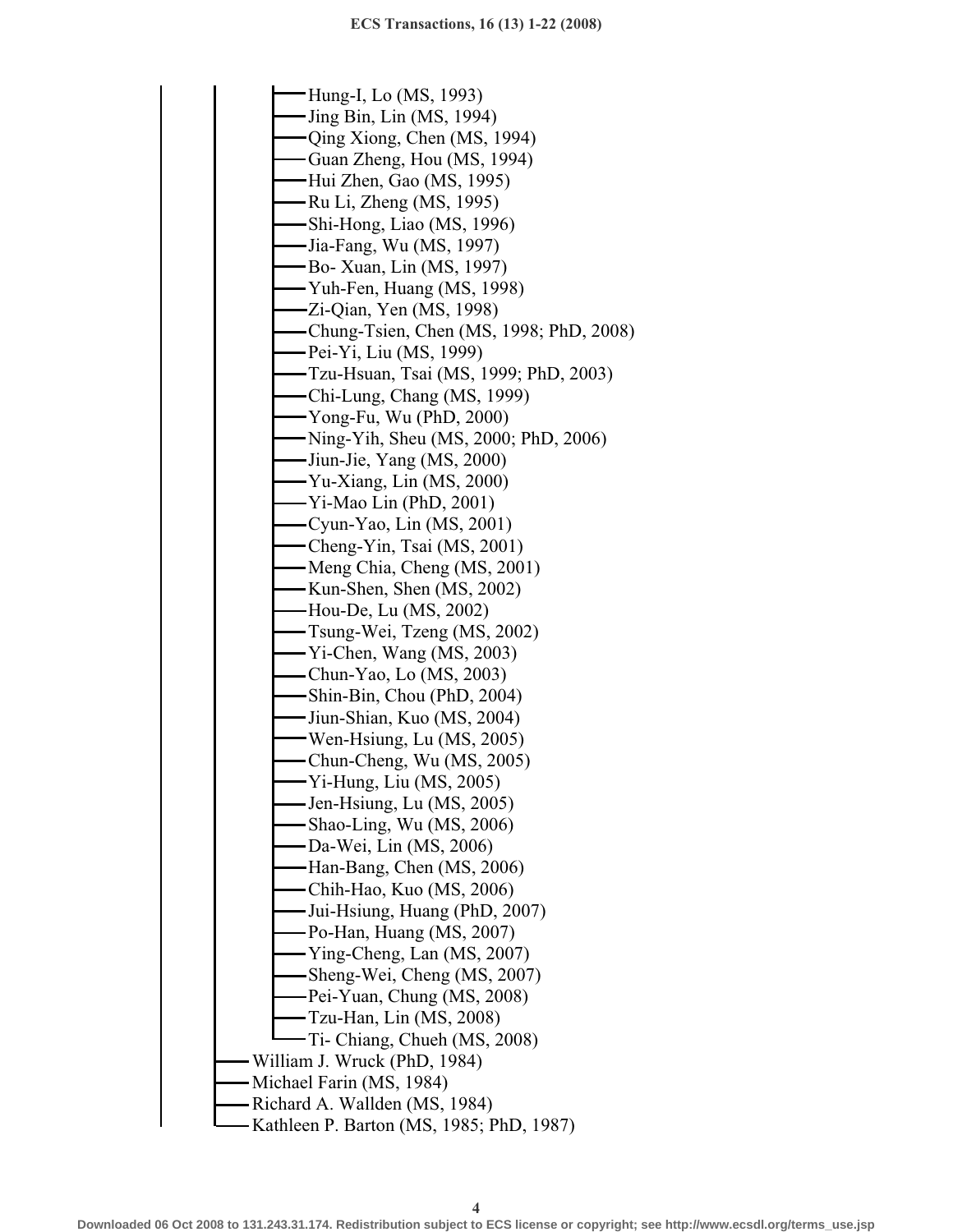- Hung-I, Lo (MS, 1993)
- Jing Bin, Lin (MS, 1994)
- Qing Xiong, Chen (MS, 1994)
- Guan Zheng, Hou (MS, 1994)
- Hui Zhen, Gao (MS, 1995)
- Ru Li, Zheng (MS, 1995)
- Shi-Hong, Liao (MS, 1996)
- Jia-Fang, Wu (MS, 1997)
- Bo- Xuan, Lin (MS, 1997)
- Yuh-Fen, Huang (MS, 1998)
- Zi-Qian, Yen (MS, 1998)
- Chung-Tsien, Chen (MS, 1998; PhD, 2008)
- Pei-Yi, Liu (MS, 1999)
- Tzu-Hsuan, Tsai (MS, 1999; PhD, 2003)
- Chi-Lung, Chang (MS, 1999)
- Yong-Fu, Wu (PhD, 2000)
- Ning-Yih, Sheu (MS, 2000; PhD, 2006)
- Jiun-Jie, Yang (MS, 2000)
- Yu-Xiang, Lin (MS, 2000)
- Yi-Mao Lin (PhD, 2001)
- Cyun-Yao, Lin (MS, 2001)
- Cheng-Yin, Tsai (MS, 2001)
- Meng Chia, Cheng (MS, 2001)
- Kun-Shen, Shen (MS, 2002)
- Hou-De, Lu (MS, 2002)
- Tsung-Wei, Tzeng (MS, 2002)
- Yi-Chen, Wang (MS, 2003)
- Chun-Yao, Lo (MS, 2003)
- Shin-Bin, Chou (PhD, 2004)
- Jiun-Shian, Kuo (MS, 2004)
- Wen-Hsiung, Lu (MS, 2005)
- Chun-Cheng, Wu (MS, 2005)
- Yi-Hung, Liu (MS, 2005)
- Jen-Hsiung, Lu (MS, 2005)
- Shao-Ling, Wu (MS, 2006)
- Da-Wei, Lin (MS, 2006)
- Han-Bang, Chen (MS, 2006)
- Chih-Hao, Kuo (MS, 2006)
- Jui-Hsiung, Huang (PhD, 2007)
- Po-Han, Huang (MS, 2007)
- Ying-Cheng, Lan (MS, 2007)
- Sheng-Wei, Cheng (MS, 2007)
- Pei-Yuan, Chung (MS, 2008)
- Tzu-Han, Lin (MS, 2008)
- Ti- Chiang, Chueh (MS, 2008)

- William J. Wruck (PhD, 1984)
- Michael Farin (MS, 1984)
- Richard A. Wallden (MS, 1984)
- Kathleen P. Barton (MS, 1985; PhD, 1987)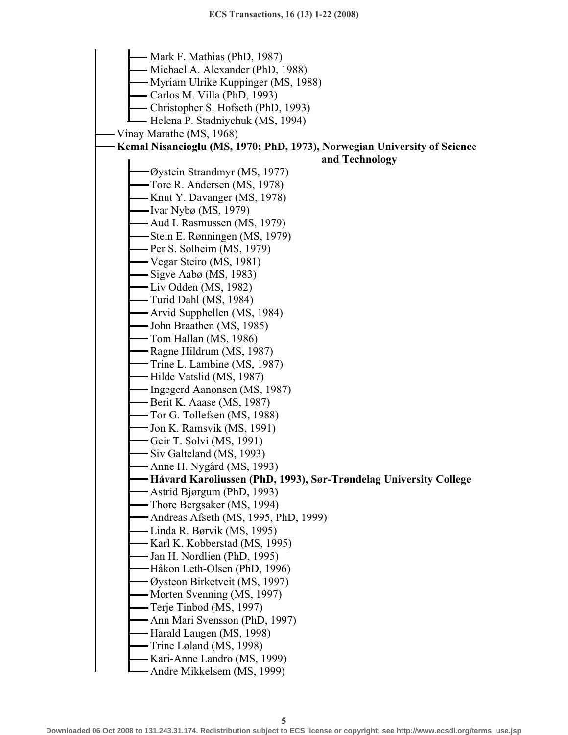- Mark F. Mathias (PhD, 1987)
  - Michael A. Alexander (PhD, 1988)
  - Myriam Ulrike Kuppinger (MS, 1988)
  - Carlos M. Villa (PhD, 1993)
  - Christopher S. Hofseth (PhD, 1993)
  - Helena P. Stadniychuk (MS, 1994)
- Vinay Marathe (MS, 1968)
- **Kemal Nisancioglu (MS, 1970; PhD, 1973), Norwegian University of Science and Technology**
  - Øystein Strandmyr (MS, 1977)
  - Tore R. Andersen (MS, 1978)
  - Knut Y. Davanger (MS, 1978)
  - Ivar Nybø (MS, 1979)
  - Aud I. Rasmussen (MS, 1979)
  - Stein E. Rønningen (MS, 1979)
  - Per S. Solheim (MS, 1979)
  - Vegar Steiro (MS, 1981)
  - Sigve Aabø (MS, 1983)
  - Liv Odden (MS, 1982)
  - Turid Dahl (MS, 1984)
  - Arvid Supphellen (MS, 1984)
  - John Braathen (MS, 1985)
  - Tom Hallan (MS, 1986)
  - Ragne Hildrum (MS, 1987)
  - Trine L. Lambine (MS, 1987)
  - Hilde Vatslid (MS, 1987)
  - Ingegerd Aanonsen (MS, 1987)
  - Berit K. Aaase (MS, 1987)
  - Tor G. Tollefsen (MS, 1988)
  - Jon K. Ramsvik (MS, 1991)
  - Geir T. Solvi (MS, 1991)
  - Siv Galteland (MS, 1993)
  - Anne H. Nygård (MS, 1993)
  - **Håvard Karoliussen (PhD, 1993), Sør-Trøndelag University College**
  - Astrid Bjørgum (PhD, 1993)
  - Thore Bergsaker (MS, 1994)
  - Andreas Afseth (MS, 1995, PhD, 1999)
  - Linda R. Børvik (MS, 1995)
  - Karl K. Kobberstad (MS, 1995)
  - Jan H. Nordlien (PhD, 1995)
  - Håkon Leth-Olsen (PhD, 1996)
  - Øysteon Birketveit (MS, 1997)
  - Morten Svenning (MS, 1997)
  - Terje Tinbod (MS, 1997)
  - Ann Mari Svensson (PhD, 1997)
  - Harald Laugen (MS, 1998)
  - Trine Løland (MS, 1998)
  - Kari-Anne Landro (MS, 1999)
  - Andre Mikkelsem (MS, 1999)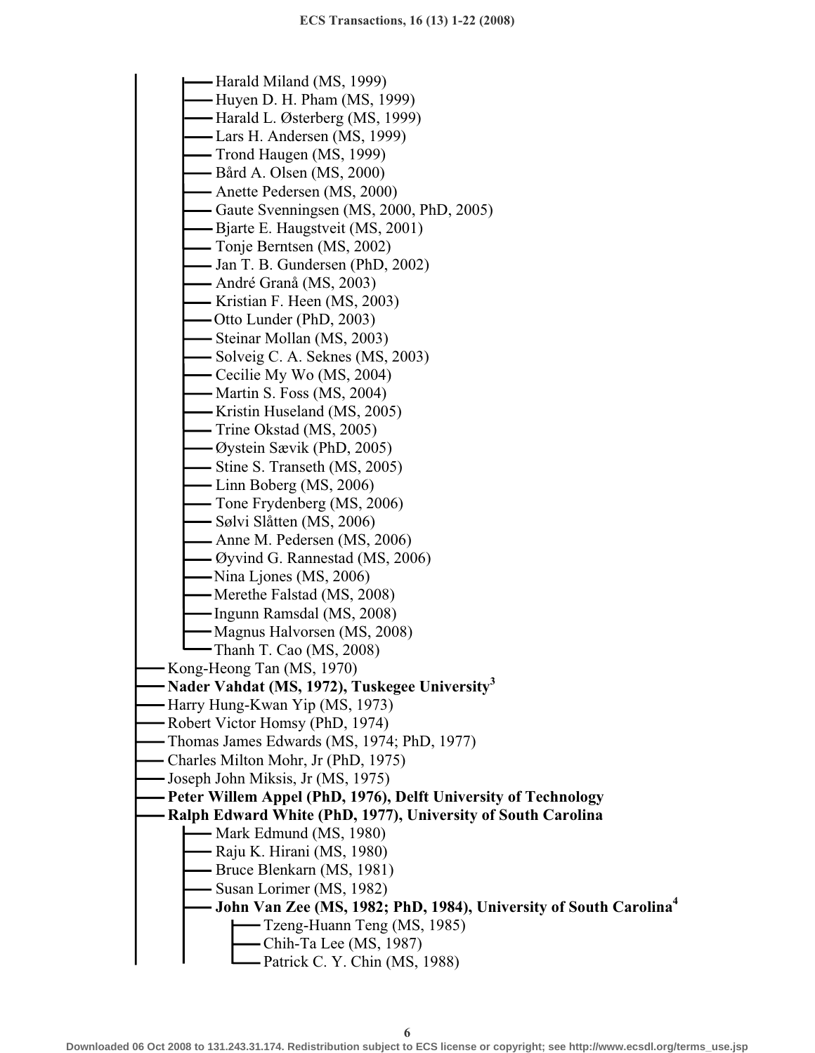- Harald Miland (MS, 1999)
- Huyen D. H. Pham (MS, 1999)
- Harald L. Østerberg (MS, 1999)
- Lars H. Andersen (MS, 1999)
- Trond Haugen (MS, 1999)
- Bård A. Olsen (MS, 2000)
- Anette Pedersen (MS, 2000)
- Gaute Svenningsen (MS, 2000, PhD, 2005)
- Bjarte E. Haugstveit (MS, 2001)
- Tonje Berntsen (MS, 2002)
- Jan T. B. Gundersen (PhD, 2002)
- André Granå (MS, 2003)
- Kristian F. Heen (MS, 2003)
- Otto Lunder (PhD, 2003)
- Steinar Mollan (MS, 2003)
- Solveig C. A. Seknes (MS, 2003)
- Cecilie My Wo (MS, 2004)
- Martin S. Foss (MS, 2004)
- Kristin Huseland (MS, 2005)
- Trine Okstad (MS, 2005)
- Øystein Sævik (PhD, 2005)
- Stine S. Transeth (MS, 2005)
- Linn Boberg (MS, 2006)
- Tone Frydenberg (MS, 2006)
- Sølvi Slåtten (MS, 2006)
- Anne M. Pedersen (MS, 2006)
- Øyvind G. Rannestad (MS, 2006)
- Nina Ljones (MS, 2006)
- Merethe Falstad (MS, 2008)
- Ingunn Ramsdal (MS, 2008)
- Magnus Halvorsen (MS, 2008)
- Thanh T. Cao (MS, 2008)

- Kong-Heong Tan (MS, 1970)
- **Nader Vahdat (MS, 1972), Tuskegee University[3]**
- Harry Hung-Kwan Yip (MS, 1973)
- Robert Victor Homsy (PhD, 1974)
- Thomas James Edwards (MS, 1974; PhD, 1977)
- Charles Milton Mohr, Jr (PhD, 1975)
- Joseph John Miksis, Jr (MS, 1975)
- **Peter Willem Appel (PhD, 1976), Delft University of Technology**
- **Ralph Edward White (PhD, 1977), University of South Carolina**
  - Mark Edmund (MS, 1980)
  - Raju K. Hirani (MS, 1980)
  - Bruce Blenkarn (MS, 1981)
  - Susan Lorimer (MS, 1982)
  - **John Van Zee (MS, 1982; PhD, 1984), University of South Carolina[4]**
    - Tzeng-Huann Teng (MS, 1985)
    - Chih-Ta Lee (MS, 1987)
    - Patrick C. Y. Chin (MS, 1988)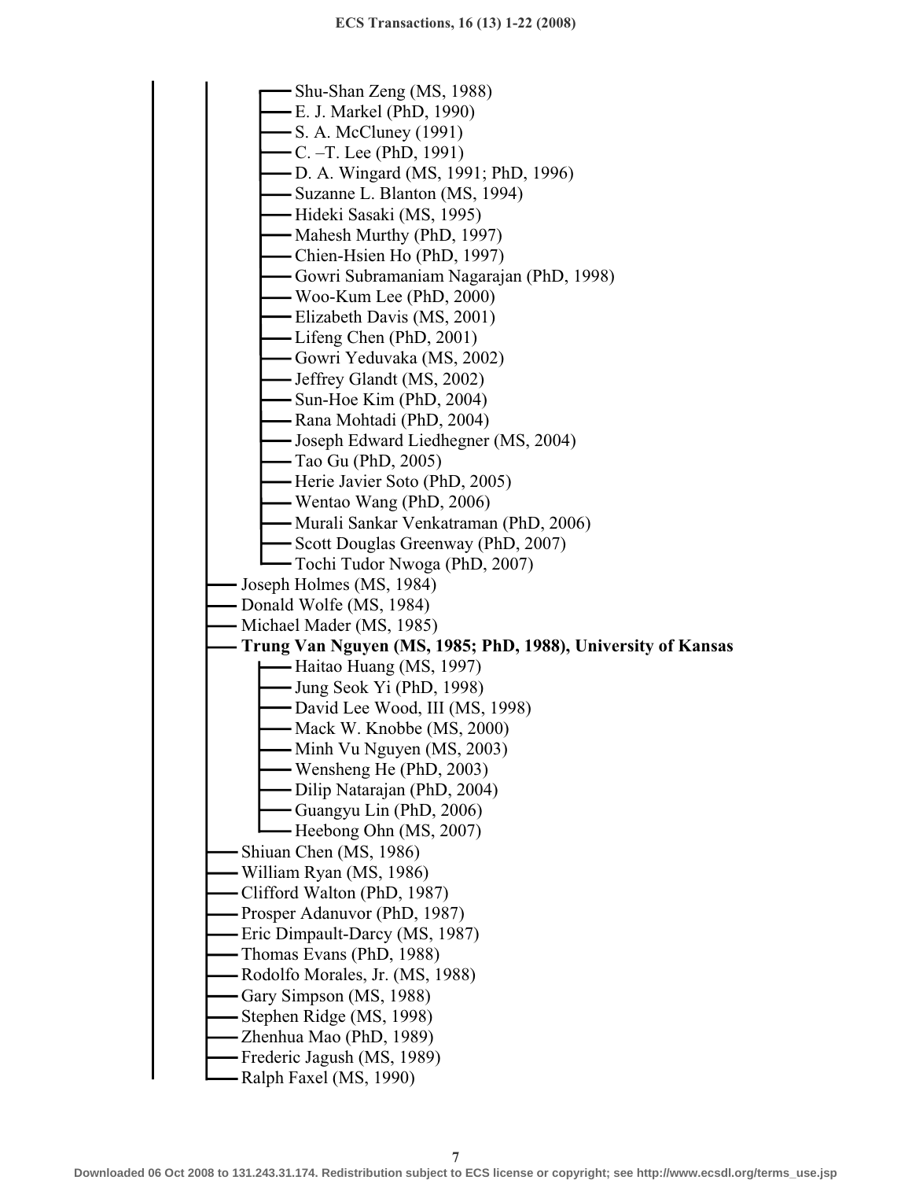- Shu-Shan Zeng (MS, 1988)
- E. J. Markel (PhD, 1990)
- S. A. McCluney (1991)
- C. –T. Lee (PhD, 1991)
- D. A. Wingard (MS, 1991; PhD, 1996)
- Suzanne L. Blanton (MS, 1994)
- Hideki Sasaki (MS, 1995)
- Mahesh Murthy (PhD, 1997)
- Chien-Hsien Ho (PhD, 1997)
- Gowri Subramaniam Nagarajan (PhD, 1998)
- Woo-Kum Lee (PhD, 2000)
- Elizabeth Davis (MS, 2001)
- Lifeng Chen (PhD, 2001)
- Gowri Yeduvaka (MS, 2002)
- Jeffrey Glandt (MS, 2002)
- Sun-Hoe Kim (PhD, 2004)
- Rana Mohtadi (PhD, 2004)
- Joseph Edward Liedhegner (MS, 2004)
- Tao Gu (PhD, 2005)
- Herie Javier Soto (PhD, 2005)
- Wentao Wang (PhD, 2006)
- Murali Sankar Venkatraman (PhD, 2006)
- Scott Douglas Greenway (PhD, 2007)
- Tochi Tudor Nwoga (PhD, 2007)

- Joseph Holmes (MS, 1984)
- Donald Wolfe (MS, 1984)
- Michael Mader (MS, 1985)
- **Trung Van Nguyen (MS, 1985; PhD, 1988), University of Kansas**
  - Haitao Huang (MS, 1997)
  - Jung Seok Yi (PhD, 1998)
  - David Lee Wood, III (MS, 1998)
  - Mack W. Knobbe (MS, 2000)
  - Minh Vu Nguyen (MS, 2003)
  - Wensheng He (PhD, 2003)
  - Dilip Natarajan (PhD, 2004)
  - Guangyu Lin (PhD, 2006)
  - Heebong Ohn (MS, 2007)
- Shiuan Chen (MS, 1986)
- William Ryan (MS, 1986)
- Clifford Walton (PhD, 1987)
- Prosper Adanuvor (PhD, 1987)
- Eric Dimpault-Darcy (MS, 1987)
- Thomas Evans (PhD, 1988)
- Rodolfo Morales, Jr. (MS, 1988)
- Gary Simpson (MS, 1988)
- Stephen Ridge (MS, 1998)
- Zhenhua Mao (PhD, 1989)
- Frederic Jagush (MS, 1989)
- Ralph Faxel (MS, 1990)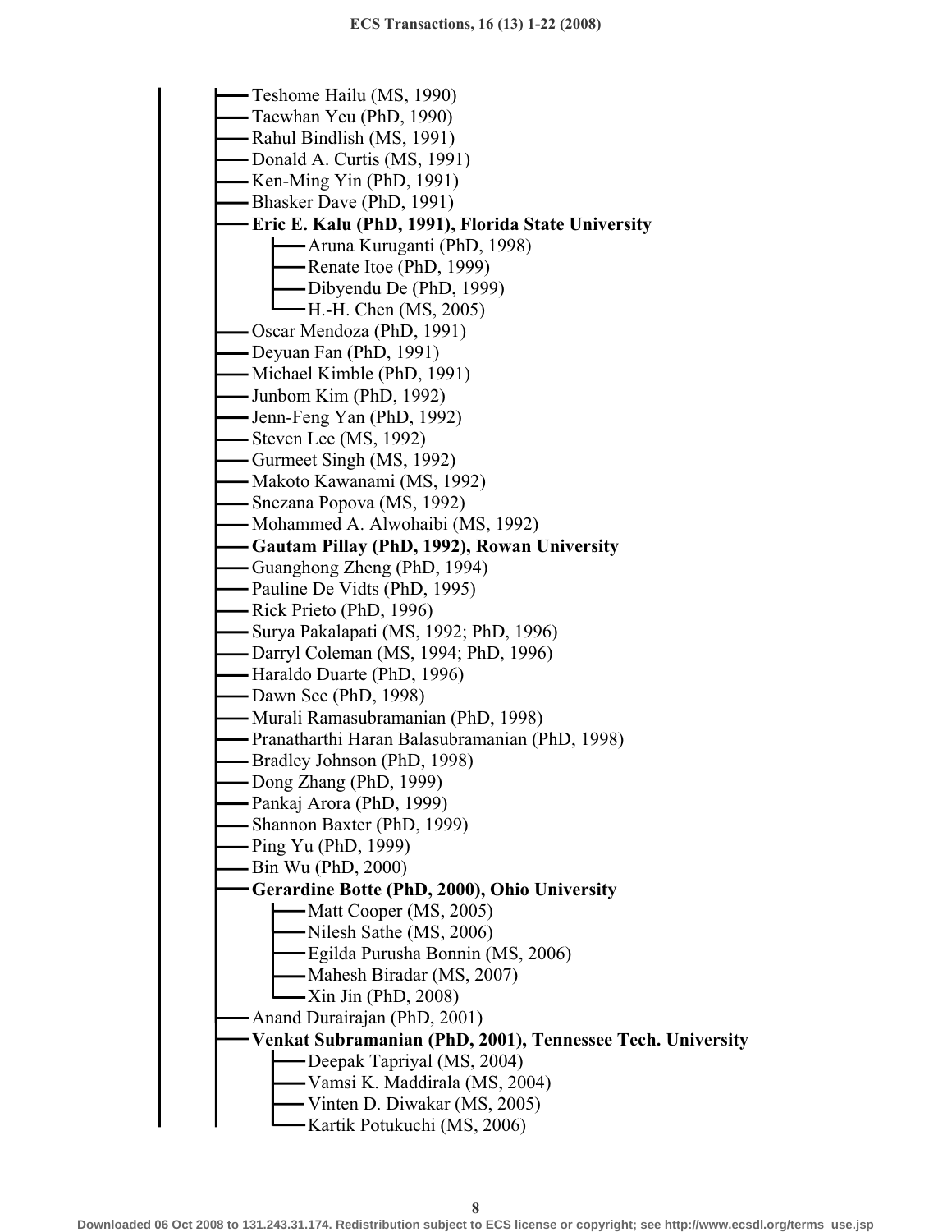- Teshome Hailu (MS, 1990)
- Taewhan Yeu (PhD, 1990)
- Rahul Bindlish (MS, 1991)
- Donald A. Curtis (MS, 1991)
- Ken-Ming Yin (PhD, 1991)
- Bhasker Dave (PhD, 1991)
- **Eric E. Kalu (PhD, 1991), Florida State University**
  - Aruna Kuruganti (PhD, 1998)
  - Renate Itoe (PhD, 1999)
  - Dibyendu De (PhD, 1999)
  - H.-H. Chen (MS, 2005)
- Oscar Mendoza (PhD, 1991)
- Deyuan Fan (PhD, 1991)
- Michael Kimble (PhD, 1991)
- Junbom Kim (PhD, 1992)
- Jenn-Feng Yan (PhD, 1992)
- Steven Lee (MS, 1992)
- Gurmeet Singh (MS, 1992)
- Makoto Kawanami (MS, 1992)
- Snezana Popova (MS, 1992)
- Mohammed A. Alwohaibi (MS, 1992)
- **Gautam Pillay (PhD, 1992), Rowan University**
- Guanghong Zheng (PhD, 1994)
- Pauline De Vidts (PhD, 1995)
- Rick Prieto (PhD, 1996)
- Surya Pakalapati (MS, 1992; PhD, 1996)
- Darryl Coleman (MS, 1994; PhD, 1996)
- Haraldo Duarte (PhD, 1996)
- Dawn See (PhD, 1998)
- Murali Ramasubramanian (PhD, 1998)
- Pranatharthi Haran Balasubramanian (PhD, 1998)
- Bradley Johnson (PhD, 1998)
- Dong Zhang (PhD, 1999)
- Pankaj Arora (PhD, 1999)
- Shannon Baxter (PhD, 1999)
- Ping Yu (PhD, 1999)
- Bin Wu (PhD, 2000)
- **Gerardine Botte (PhD, 2000), Ohio University**
  - Matt Cooper (MS, 2005)
  - Nilesh Sathe (MS, 2006)
  - Egilda Purusha Bonnin (MS, 2006)
  - Mahesh Biradar (MS, 2007)
  - Xin Jin (PhD, 2008)
- Anand Durairajan (PhD, 2001)
- **Venkat Subramanian (PhD, 2001), Tennessee Tech. University**
  - Deepak Tapriyal (MS, 2004)
  - Vamsi K. Maddirala (MS, 2004)
  - Vinten D. Diwakar (MS, 2005)
  - Kartik Potukuchi (MS, 2006)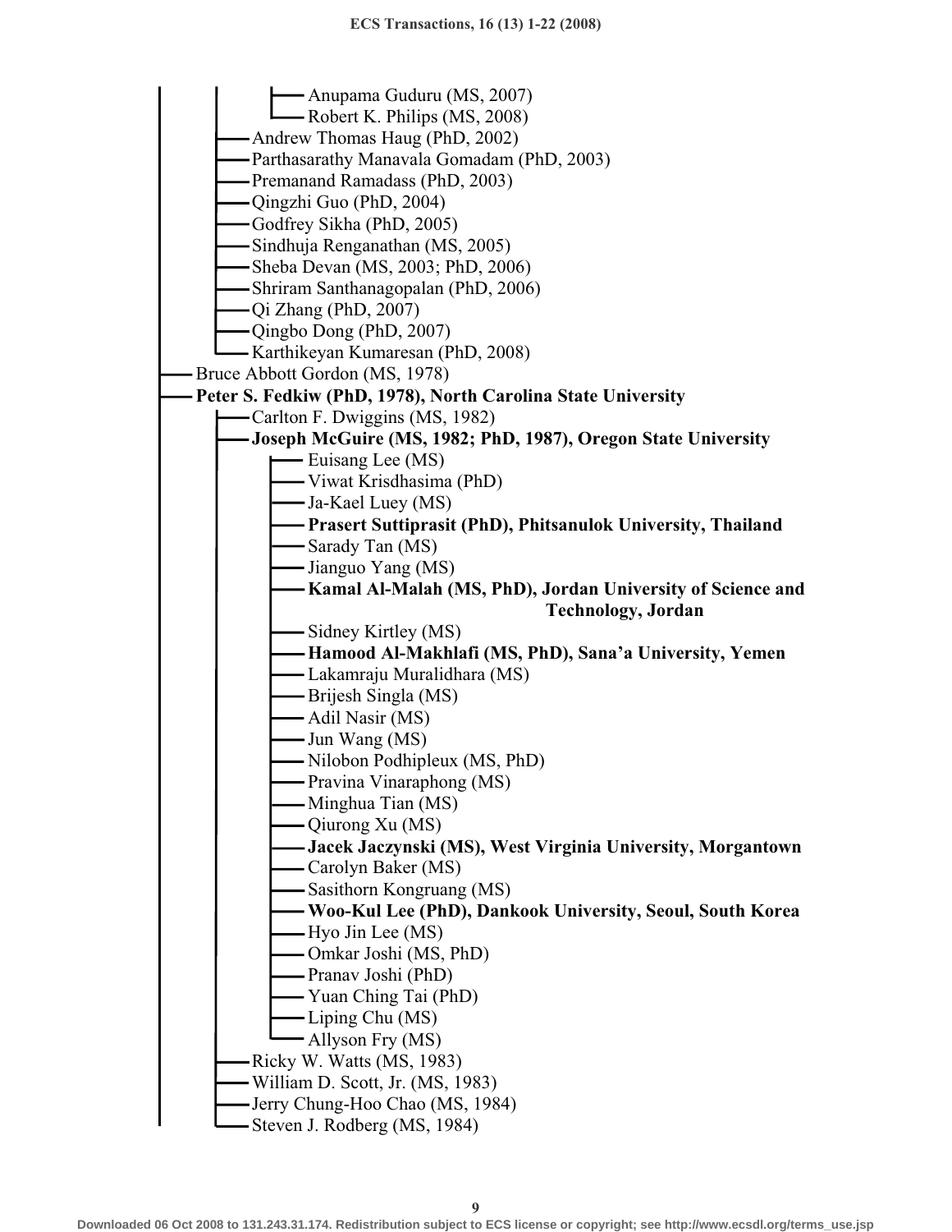- Anupama Guduru (MS, 2007)
        - Robert K. Philips (MS, 2008)
    - Andrew Thomas Haug (PhD, 2002)
    - Parthasarathy Manavala Gomadam (PhD, 2003)
    - Premanand Ramadass (PhD, 2003)
    - Qingzhi Guo (PhD, 2004)
    - Godfrey Sikha (PhD, 2005)
    - Sindhuja Renganathan (MS, 2005)
    - Sheba Devan (MS, 2003; PhD, 2006)
    - Shriram Santhanagopalan (PhD, 2006)
    - Qi Zhang (PhD, 2007)
    - Qingbo Dong (PhD, 2007)
    - Karthikeyan Kumaresan (PhD, 2008)
- Bruce Abbott Gordon (MS, 1978)
- **Peter S. Fedkiw (PhD, 1978), North Carolina State University**
    - Carlton F. Dwiggins (MS, 1982)
    - **Joseph McGuire (MS, 1982; PhD, 1987), Oregon State University**
        - Euisang Lee (MS)
        - Viwat Krisdhasima (PhD)
        - Ja-Kael Luey (MS)
        - **Prasert Suttiprasit (PhD), Phitsanulok University, Thailand**
        - Sarady Tan (MS)
        - Jianguo Yang (MS)
        - **Kamal Al-Malah (MS, PhD), Jordan University of Science and Technology, Jordan**
        - Sidney Kirtley (MS)
        - **Hamood Al-Makhlafi (MS, PhD), Sana'a University, Yemen**
        - Lakamraju Muralidhara (MS)
        - Brijesh Singla (MS)
        - Adil Nasir (MS)
        - Jun Wang (MS)
        - Nilobon Podhipleux (MS, PhD)
        - Pravina Vinaraphong (MS)
        - Minghua Tian (MS)
        - Qiurong Xu (MS)
        - **Jacek Jaczynski (MS), West Virginia University, Morgantown**
        - Carolyn Baker (MS)
        - Sasithorn Kongruang (MS)
        - **Woo-Kul Lee (PhD), Dankook University, Seoul, South Korea**
        - Hyo Jin Lee (MS)
        - Omkar Joshi (MS, PhD)
        - Pranav Joshi (PhD)
        - Yuan Ching Tai (PhD)
        - Liping Chu (MS)
        - Allyson Fry (MS)
    - Ricky W. Watts (MS, 1983)
    - William D. Scott, Jr. (MS, 1983)
    - Jerry Chung-Hoo Chao (MS, 1984)
    - Steven J. Rodberg (MS, 1984)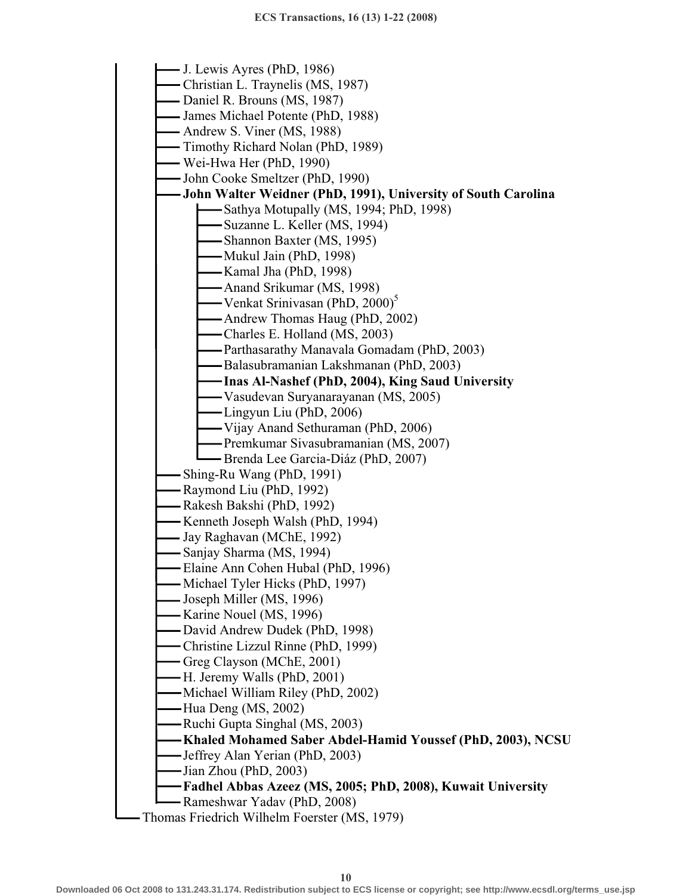- J. Lewis Ayres (PhD, 1986)
- Christian L. Traynelis (MS, 1987)
- Daniel R. Brouns (MS, 1987)
- James Michael Potente (PhD, 1988)
- Andrew S. Viner (MS, 1988)
- Timothy Richard Nolan (PhD, 1989)
- Wei-Hwa Her (PhD, 1990)
- John Cooke Smeltzer (PhD, 1990)
- **John Walter Weidner (PhD, 1991), University of South Carolina**
  - Sathya Motupally (MS, 1994; PhD, 1998)
  - Suzanne L. Keller (MS, 1994)
  - Shannon Baxter (MS, 1995)
  - Mukul Jain (PhD, 1998)
  - Kamal Jha (PhD, 1998)
  - Anand Srikumar (MS, 1998)
  - Venkat Srinivasan (PhD, 2000)[5]
  - Andrew Thomas Haug (PhD, 2002)
  - Charles E. Holland (MS, 2003)
  - Parthasarathy Manavala Gomadam (PhD, 2003)
  - Balasubramanian Lakshmanan (PhD, 2003)
  - **Inas Al-Nashef (PhD, 2004), King Saud University**
  - Vasudevan Suryanarayanan (MS, 2005)
  - Lingyun Liu (PhD, 2006)
  - Vijay Anand Sethuraman (PhD, 2006)
  - Premkumar Sivasubramanian (MS, 2007)
  - Brenda Lee Garcia-Diáz (PhD, 2007)
- Shing-Ru Wang (PhD, 1991)
- Raymond Liu (PhD, 1992)
- Rakesh Bakshi (PhD, 1992)
- Kenneth Joseph Walsh (PhD, 1994)
- Jay Raghavan (MChE, 1992)
- Sanjay Sharma (MS, 1994)
- Elaine Ann Cohen Hubal (PhD, 1996)
- Michael Tyler Hicks (PhD, 1997)
- Joseph Miller (MS, 1996)
- Karine Nouel (MS, 1996)
- David Andrew Dudek (PhD, 1998)
- Christine Lizzul Rinne (PhD, 1999)
- Greg Clayson (MChE, 2001)
- H. Jeremy Walls (PhD, 2001)
- Michael William Riley (PhD, 2002)
- Hua Deng (MS, 2002)
- Ruchi Gupta Singhal (MS, 2003)
- **Khaled Mohamed Saber Abdel-Hamid Youssef (PhD, 2003), NCSU**
- Jeffrey Alan Yerian (PhD, 2003)
- Jian Zhou (PhD, 2003)
- **Fadhel Abbas Azeez (MS, 2005; PhD, 2008), Kuwait University**
- Rameshwar Yadav (PhD, 2008)

Thomas Friedrich Wilhelm Foerster (MS, 1979)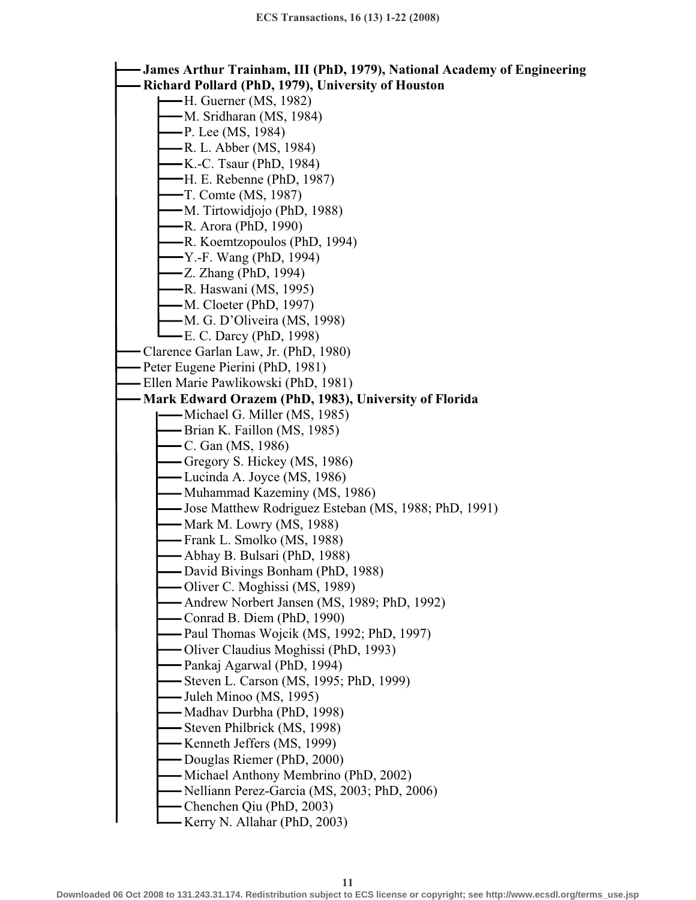- **James Arthur Trainham, III (PhD, 1979), National Academy of Engineering**
- **Richard Pollard (PhD, 1979), University of Houston**
  - H. Guerner (MS, 1982)
  - M. Sridharan (MS, 1984)
  - P. Lee (MS, 1984)
  - R. L. Abber (MS, 1984)
  - K.-C. Tsaur (PhD, 1984)
  - H. E. Rebenne (PhD, 1987)
  - T. Comte (MS, 1987)
  - M. Tirtowidjojo (PhD, 1988)
  - R. Arora (PhD, 1990)
  - R. Koemtzopoulos (PhD, 1994)
  - Y.-F. Wang (PhD, 1994)
  - Z. Zhang (PhD, 1994)
  - R. Haswani (MS, 1995)
  - M. Cloeter (PhD, 1997)
  - M. G. D'Oliveira (MS, 1998)
  - E. C. Darcy (PhD, 1998)
- Clarence Garlan Law, Jr. (PhD, 1980)
- Peter Eugene Pierini (PhD, 1981)
- Ellen Marie Pawlikowski (PhD, 1981)
- **Mark Edward Orazem (PhD, 1983), University of Florida**
  - Michael G. Miller (MS, 1985)
  - Brian K. Faillon (MS, 1985)
  - C. Gan (MS, 1986)
  - Gregory S. Hickey (MS, 1986)
  - Lucinda A. Joyce (MS, 1986)
  - Muhammad Kazeminy (MS, 1986)
  - Jose Matthew Rodriguez Esteban (MS, 1988; PhD, 1991)
  - Mark M. Lowry (MS, 1988)
  - Frank L. Smolko (MS, 1988)
  - Abhay B. Bulsari (PhD, 1988)
  - David Bivings Bonham (PhD, 1988)
  - Oliver C. Moghissi (MS, 1989)
  - Andrew Norbert Jansen (MS, 1989; PhD, 1992)
  - Conrad B. Diem (PhD, 1990)
  - Paul Thomas Wojcik (MS, 1992; PhD, 1997)
  - Oliver Claudius Moghissi (PhD, 1993)
  - Pankaj Agarwal (PhD, 1994)
  - Steven L. Carson (MS, 1995; PhD, 1999)
  - Juleh Minoo (MS, 1995)
  - Madhav Durbha (PhD, 1998)
  - Steven Philbrick (MS, 1998)
  - Kenneth Jeffers (MS, 1999)
  - Douglas Riemer (PhD, 2000)
  - Michael Anthony Membrino (PhD, 2002)
  - Nelliann Perez-Garcia (MS, 2003; PhD, 2006)
  - Chenchen Qiu (PhD, 2003)
  - Kerry N. Allahar (PhD, 2003)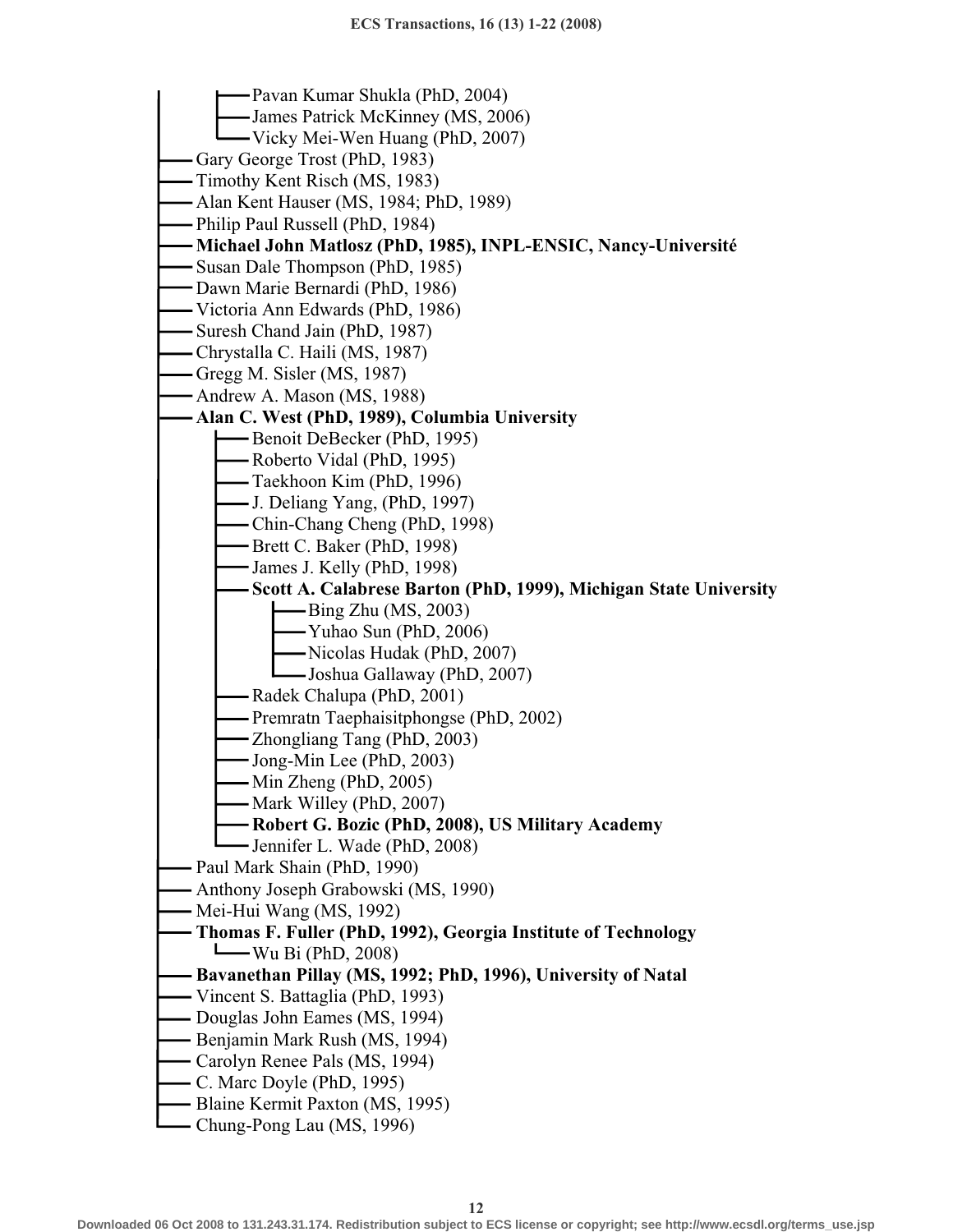- Pavan Kumar Shukla (PhD, 2004)
  - James Patrick McKinney (MS, 2006)
  - Vicky Mei-Wen Huang (PhD, 2007)
- Gary George Trost (PhD, 1983)
- Timothy Kent Risch (MS, 1983)
- Alan Kent Hauser (MS, 1984; PhD, 1989)
- Philip Paul Russell (PhD, 1984)
- **Michael John Matlosz (PhD, 1985), INPL-ENSIC, Nancy-Université**
- Susan Dale Thompson (PhD, 1985)
- Dawn Marie Bernardi (PhD, 1986)
- Victoria Ann Edwards (PhD, 1986)
- Suresh Chand Jain (PhD, 1987)
- Chrystalla C. Haili (MS, 1987)
- Gregg M. Sisler (MS, 1987)
- Andrew A. Mason (MS, 1988)
- **Alan C. West (PhD, 1989), Columbia University**
  - Benoit DeBecker (PhD, 1995)
  - Roberto Vidal (PhD, 1995)
  - Taekhoon Kim (PhD, 1996)
  - J. Deliang Yang, (PhD, 1997)
  - Chin-Chang Cheng (PhD, 1998)
  - Brett C. Baker (PhD, 1998)
  - James J. Kelly (PhD, 1998)
  - **Scott A. Calabrese Barton (PhD, 1999), Michigan State University**
    - Bing Zhu (MS, 2003)
    - Yuhao Sun (PhD, 2006)
    - Nicolas Hudak (PhD, 2007)
    - Joshua Gallaway (PhD, 2007)
  - Radek Chalupa (PhD, 2001)
  - Premratn Taephaisitphongse (PhD, 2002)
  - Zhongliang Tang (PhD, 2003)
  - Jong-Min Lee (PhD, 2003)
  - Min Zheng (PhD, 2005)
  - Mark Willey (PhD, 2007)
  - **Robert G. Bozic (PhD, 2008), US Military Academy**
  - Jennifer L. Wade (PhD, 2008)
- Paul Mark Shain (PhD, 1990)
- Anthony Joseph Grabowski (MS, 1990)
- Mei-Hui Wang (MS, 1992)
- **Thomas F. Fuller (PhD, 1992), Georgia Institute of Technology**
  - Wu Bi (PhD, 2008)
- **Bavanethan Pillay (MS, 1992; PhD, 1996), University of Natal**
- Vincent S. Battaglia (PhD, 1993)
- Douglas John Eames (MS, 1994)
- Benjamin Mark Rush (MS, 1994)
- Carolyn Renee Pals (MS, 1994)
- C. Marc Doyle (PhD, 1995)
- Blaine Kermit Paxton (MS, 1995)
- Chung-Pong Lau (MS, 1996)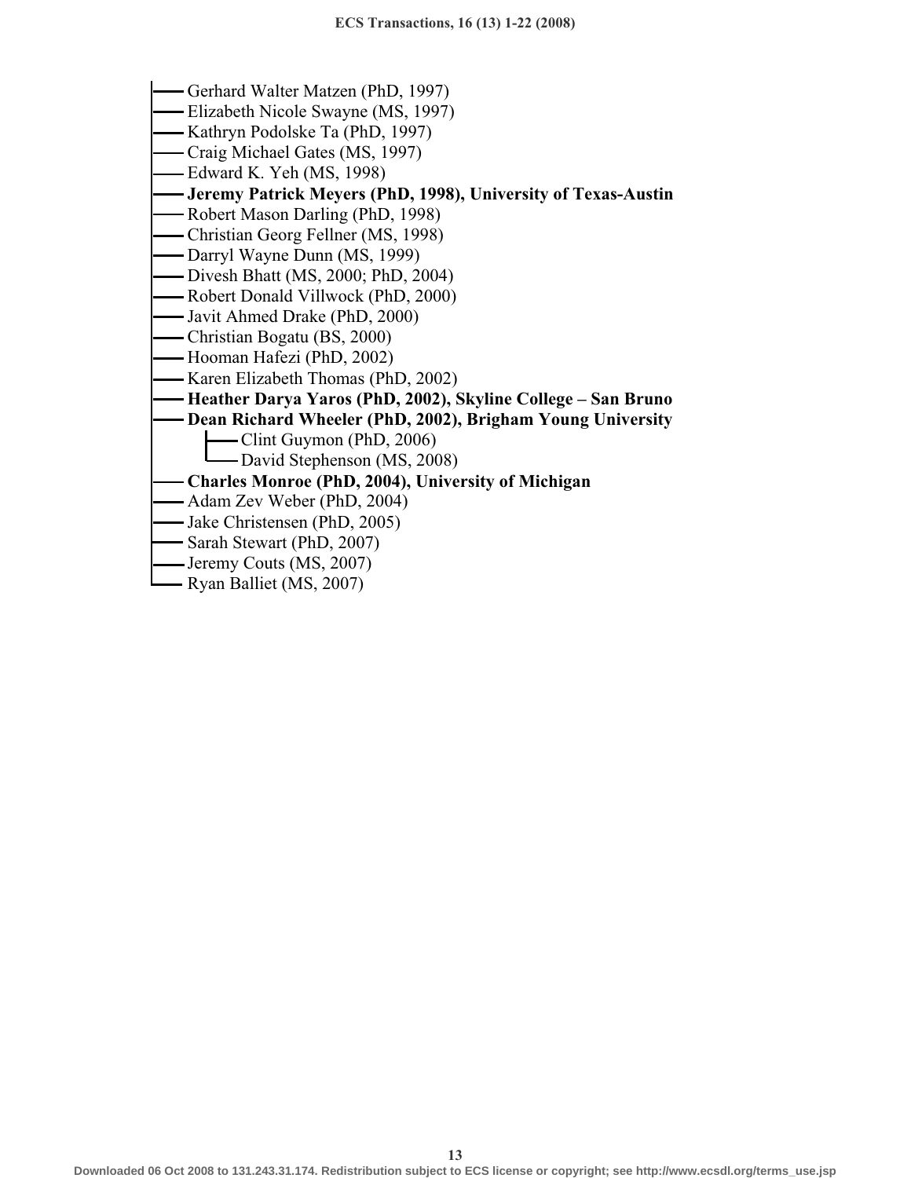- Gerhard Walter Matzen (PhD, 1997)
- Elizabeth Nicole Swayne (MS, 1997)
- Kathryn Podolske Ta (PhD, 1997)
- Craig Michael Gates (MS, 1997)
- Edward K. Yeh (MS, 1998)
- **Jeremy Patrick Meyers (PhD, 1998), University of Texas-Austin**
- Robert Mason Darling (PhD, 1998)
- Christian Georg Fellner (MS, 1998)
- Darryl Wayne Dunn (MS, 1999)
- Divesh Bhatt (MS, 2000; PhD, 2004)
- Robert Donald Villwock (PhD, 2000)
- Javit Ahmed Drake (PhD, 2000)
- Christian Bogatu (BS, 2000)
- Hooman Hafezi (PhD, 2002)
- Karen Elizabeth Thomas (PhD, 2002)
- **Heather Darya Yaros (PhD, 2002), Skyline College – San Bruno**
- **Dean Richard Wheeler (PhD, 2002), Brigham Young University**
    - Clint Guymon (PhD, 2006)
    - David Stephenson (MS, 2008)
- **Charles Monroe (PhD, 2004), University of Michigan**
- Adam Zev Weber (PhD, 2004)
- Jake Christensen (PhD, 2005)
- Sarah Stewart (PhD, 2007)
- Jeremy Couts (MS, 2007)
- Ryan Balliet (MS, 2007)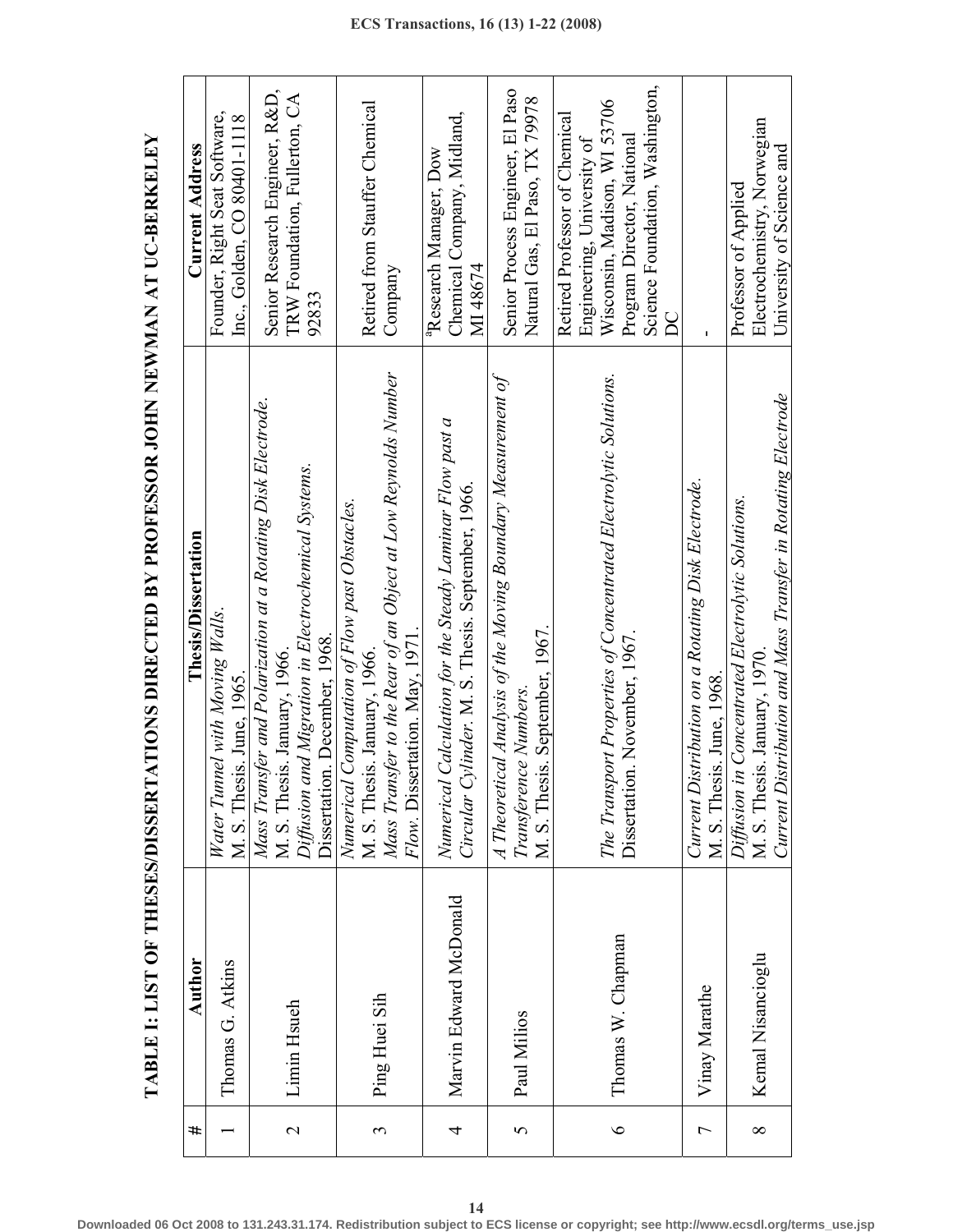**TABLE I: LIST OF THESES/DISSERTATIONS DIRECTED BY PROFESSOR JOHN NEWMAN AT UC-BERKELEY**

| # | Author | Thesis/Dissertation | Current Address |
|---|---|---|---|
| 1 | Thomas G. Atkins | *Water Tunnel with Moving Walls*. M. S. Thesis. June, 1965. | Founder, Right Seat Software, Inc., Golden, CO 80401-1118 |
| 2 | Limin Hsueh | *Mass Transfer and Polarization at a Rotating Disk Electrode*. M. S. Thesis. January, 1966. *Diffusion and Migration in Electrochemical Systems*. Dissertation. December, 1968. | Senior Research Engineer, R&D, TRW Foundation, Fullerton, CA 92833 |
| 3 | Ping Huei Sih | *Numerical Computation of Flow past Obstacles*. M. S. Thesis. January, 1966. *Mass Transfer to the Rear of an Object at Low Reynolds Number Flow*. Dissertation. May, 1971. | Retired from Stauffer Chemical Company |
| 4 | Marvin Edward McDonald | *Numerical Calculation for the Steady Laminar Flow past a Circular Cylinder*. M. S. Thesis. September, 1966. | [a]Research Manager, Dow Chemical Company, Midland, MI 48674 |
| 5 | Paul Milios | *A Theoretical Analysis of the Moving Boundary Measurement of Transference Numbers*. M. S. Thesis. September, 1967. | Senior Process Engineer, El Paso Natural Gas, El Paso, TX 79978 |
| 6 | Thomas W. Chapman | *The Transport Properties of Concentrated Electrolytic Solutions*. Dissertation. November, 1967. | Retired Professor of Chemical Engineering, University of Wisconsin, Madison, WI 53706 Program Director, National Science Foundation, Washington, DC |
| 7 | Vinay Marathe | *Current Distribution on a Rotating Disk Electrode*. M. S. Thesis. June, 1968. | - |
| 8 | Kemal Nisancioglu | *Diffusion in Concentrated Electrolytic Solutions*. M. S. Thesis. January, 1970. *Current Distribution and Mass Transfer in Rotating Electrode* | Professor of Applied Electrochemistry, Norwegian University of Science and |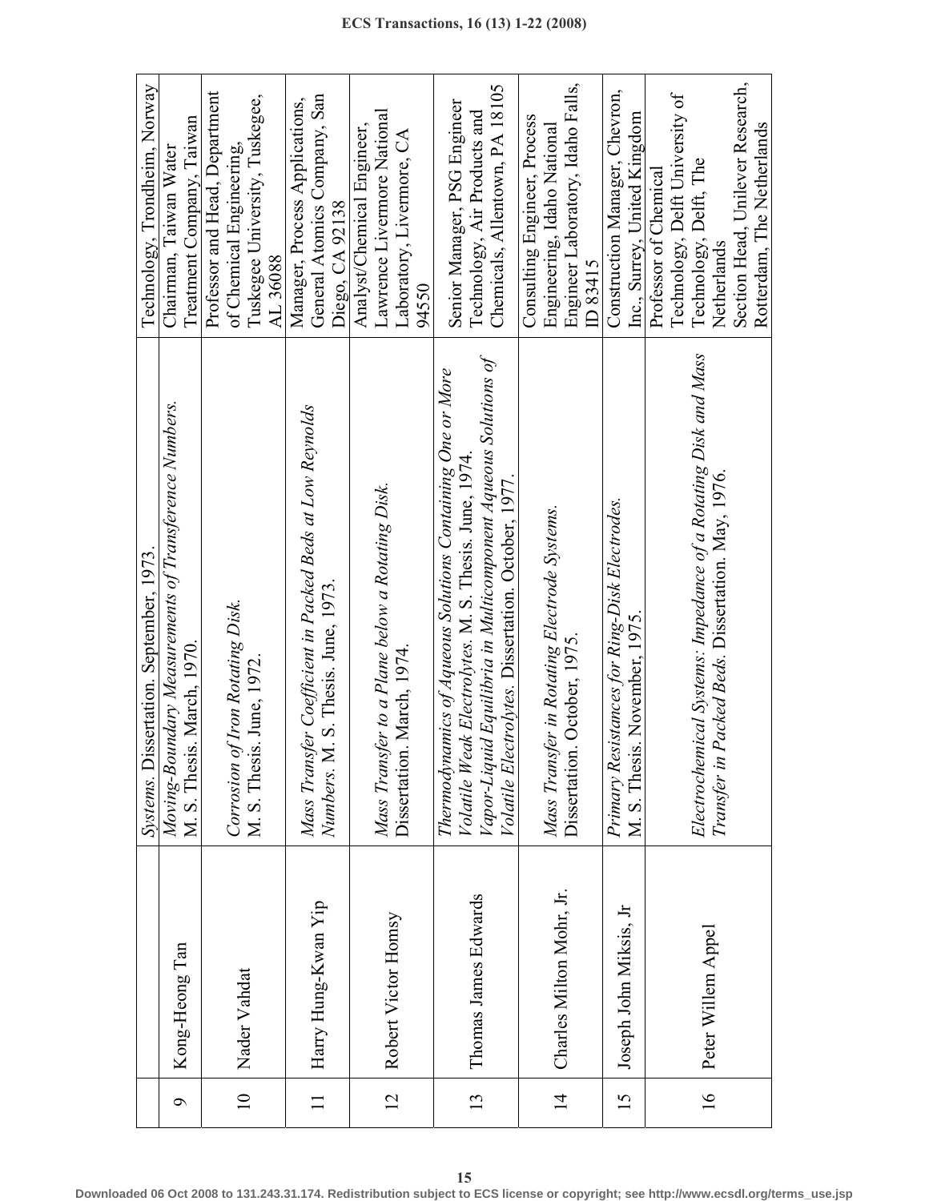| | | | |
|---|---|---|---|
| | | *Systems*. Dissertation. September, 1973. | Technology, Trondheim, Norway |
| 9 | Kong-Heong Tan | *Moving-Boundary Measurements of Transference Numbers*. M. S. Thesis. March, 1970. | Chairman, Taiwan Water Treatment Company, Taiwan |
| 10 | Nader Vahdat | *Corrosion of Iron Rotating Disk*. M. S. Thesis. June, 1972. | Professor and Head, Department of Chemical Engineering, Tuskegee University, Tuskegee, AL 36088 |
| 11 | Harry Hung-Kwan Yip | *Mass Transfer Coefficient in Packed Beds at Low Reynolds Numbers*. M. S. Thesis. June, 1973. | Manager, Process Applications, General Atomics Company, San Diego, CA 92138 |
| 12 | Robert Victor Homsy | *Mass Transfer to a Plane below a Rotating Disk*. Dissertation. March, 1974. | Analyst/Chemical Engineer, Lawrence Livermore National Laboratory, Livermore, CA 94550 |
| 13 | Thomas James Edwards | *Thermodynamics of Aqueous Solutions Containing One or More Volatile Weak Electrolytes*. M. S. Thesis. June, 1974. *Vapor-Liquid Equilibria in Multicomponent Aqueous Solutions of Volatile Electrolytes*. Dissertation. October, 1977. | Senior Manager, PSG Engineer Technology, Air Products and Chemicals, Allentown, PA 18105 |
| 14 | Charles Milton Mohr, Jr. | *Mass Transfer in Rotating Electrode Systems*. Dissertation. October, 1975. | Consulting Engineer, Process Engineering, Idaho National Engineer Laboratory, Idaho Falls, ID 83415 |
| 15 | Joseph John Miksis, Jr | *Primary Resistances for Ring-Disk Electrodes*. M. S. Thesis. November, 1975. | Construction Manager, Chevron, Inc., Surrey, United Kingdom |
| 16 | Peter Willem Appel | *Electrochemical Systems: Impedance of a Rotating Disk and Mass Transfer in Packed Beds*. Dissertation. May, 1976. | Professor of Chemical Technology, Delft University of Technology, Delft, The Netherlands Section Head, Unilever Research, Rotterdam, The Netherlands |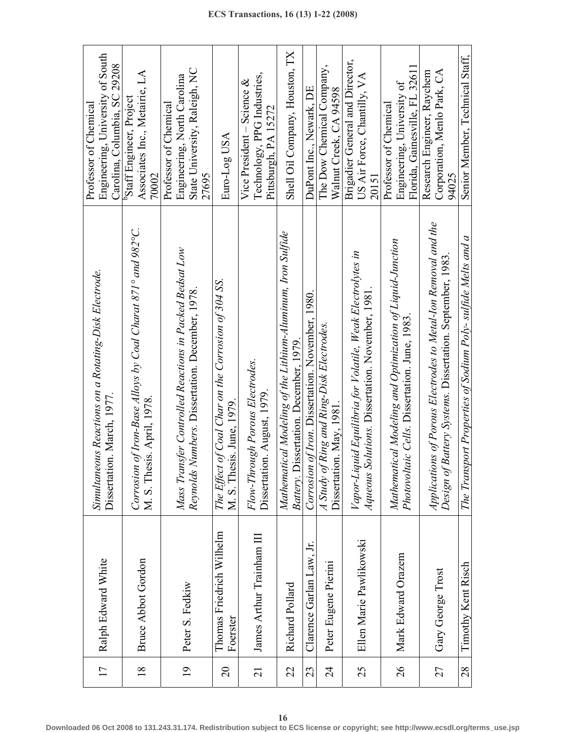| 17 | Ralph Edward White | *Simultaneous Reactions on a Rotating-Disk Electrode.* Dissertation. March, 1977. | Professor of Chemical Engineering, University of South Carolina, Columbia, SC 29208 |
|---|---|---|---|
| 18 | Bruce Abbot Gordon | *Corrosion of Iron-Base Alloys by Coal Charat 871° and 982°C.* M. S. Thesis. April, 1978. | [b]Staff Engineer, Project Associates Inc., Metairie, LA 70002 |
| 19 | Peter S. Fedkiw | *Mass Transfer Controlled Reactions in Packed Bedsat Low Reynolds Numbers.* Dissertation. December, 1978. | Professor of Chemical Engineering, North Carolina State University, Raleigh, NC 27695 |
| 20 | Thomas Friedrich Wilhelm Foerster | *The Effect of Coal Char on the Corrosion of 304 SS.* M. S. Thesis. June, 1979. | Euro-Log USA |
| 21 | James Arthur Trainham III | *Flow-Through Porous Electrodes.* Dissertation. August, 1979. | Vice President – Science & Technology, PPG Industries, Pittsburgh, PA 15272 |
| 22 | Richard Pollard | *Mathematical Modeling of the Lithium-Aluminum, Iron Sulfide Battery.* Dissertation. December, 1979. | Shell Oil Company, Houston, TX |
| 23 | Clarence Garlan Law, Jr. | *Corrosion of Iron.* Dissertation. November, 1980. | DuPont Inc., Newark, DE |
| 24 | Peter Eugene Pierini | *A Study of Ring and Ring-Disk Electrodes.* Dissertation. May, 1981. | The Dow Chemical Company, Walnut Creek, CA 94598 |
| 25 | Ellen Marie Pawlikowski | *Vapor-Liquid Equilibria for Volatile, Weak Electrolytes in Aqueous Solutions.* Dissertation. November, 1981. | Brigadier General and Director, US Air Force, Chantilly, VA 20151 |
| 26 | Mark Edward Orazem | *Mathematical Modeling and Optimization of Liquid-Junction Photovoltaic Cells.* Dissertation. June, 1983. | Professor of Chemical Engineering, University of Florida, Gainesville, FL 32611 |
| 27 | Gary George Trost | *Applications of Porous Electrodes to Metal-Ion Removal and the Design of Battery Systems.* Dissertation. September, 1983. | Research Engineer, Raychem Corporation, Menlo Park, CA 94025 |
| 28 | Timothy Kent Risch | *The Transport Properties of Sodium Poly- sulfide Melts and a* | Senior Member, Technical Staff, |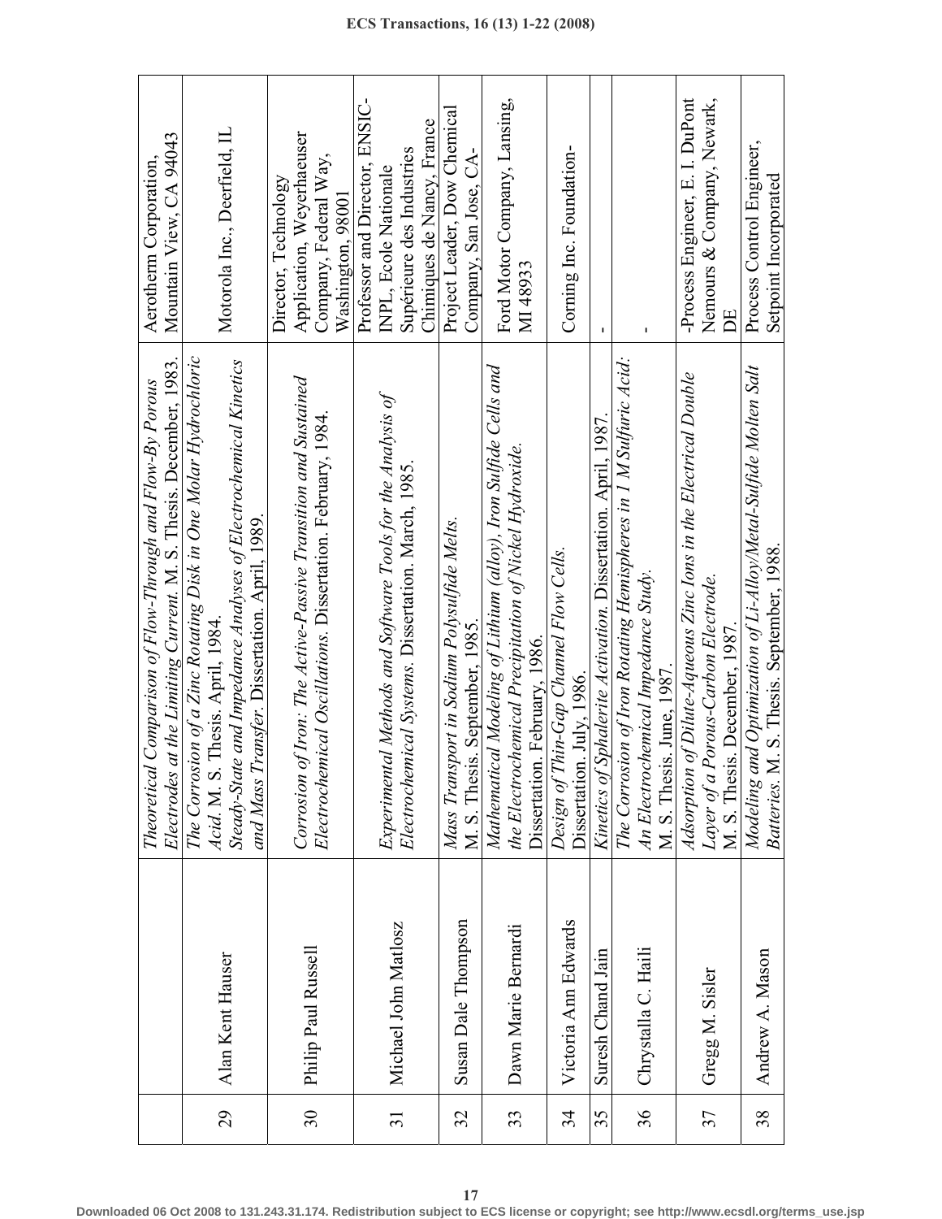| | | | |
|---|---|---|---|
| | | *Theoretical Comparison of Flow-Through and Flow-By Porous Electrodes at the Limiting Current.* M. S. Thesis. December, 1983. | Aerotherm Corporation, Mountain View, CA 94043 |
| 29 | Alan Kent Hauser | *The Corrosion of a Zinc Rotating Disk in One Molar Hydrochloric Acid.* M. S. Thesis. April, 1984. *Steady-State and Impedance Analyses of Electrochemical Kinetics and Mass Transfer.* Dissertation. April, 1989. | Motorola Inc., Deerfield, IL |
| 30 | Philip Paul Russell | *Corrosion of Iron: The Active-Passive Transition and Sustained Electrochemical Oscillations.* Dissertation. February, 1984. | Director, Technology Application, Weyerhaeuser Company, Federal Way, Washington, 98001 |
| 31 | Michael John Matlosz | *Experimental Methods and Software Tools for the Analysis of Electrochemical Systems.* Dissertation. March, 1985. | Professor and Director, ENSIC-INPL, Ecole Nationale Supérieure des Industries Chimiques de Nancy, France |
| 32 | Susan Dale Thompson | *Mass Transport in Sodium Polysulfide Melts.* M. S. Thesis. September, 1985. | Project Leader, Dow Chemical Company, San Jose, CA- |
| 33 | Dawn Marie Bernardi | *Mathematical Modeling of Lithium (alloy), Iron Sulfide Cells and the Electrochemical Precipitation of Nickel Hydroxide.* Dissertation. February, 1986. | Ford Motor Company, Lansing, MI 48933 |
| 34 | Victoria Ann Edwards | *Design of Thin-Gap Channel Flow Cells.* Dissertation. July, 1986. | Corning Inc. Foundation- |
| 35 | Suresh Chand Jain | *Kinetics of Sphalerite Activation.* Dissertation. April, 1987. | - |
| 36 | Chrystalla C. Haili | *The Corrosion of Iron Rotating Hemispheres in 1 M Sulfuric Acid: An Electrochemical Impedance Study.* M. S. Thesis. June, 1987. | - |
| 37 | Gregg M. Sisler | *Adsorption of Dilute-Aqueous Zinc Ions in the Electrical Double Layer of a Porous-Carbon Electrode.* M. S. Thesis. December, 1987. | -Process Engineer, E. I. DuPont Nemours & Company, Newark, DE |
| 38 | Andrew A. Mason | *Modeling and Optimization of Li-Alloy/Metal-Sulfide Molten Salt Batteries.* M. S. Thesis. September, 1988. | Process Control Engineer, Setpoint Incorporated |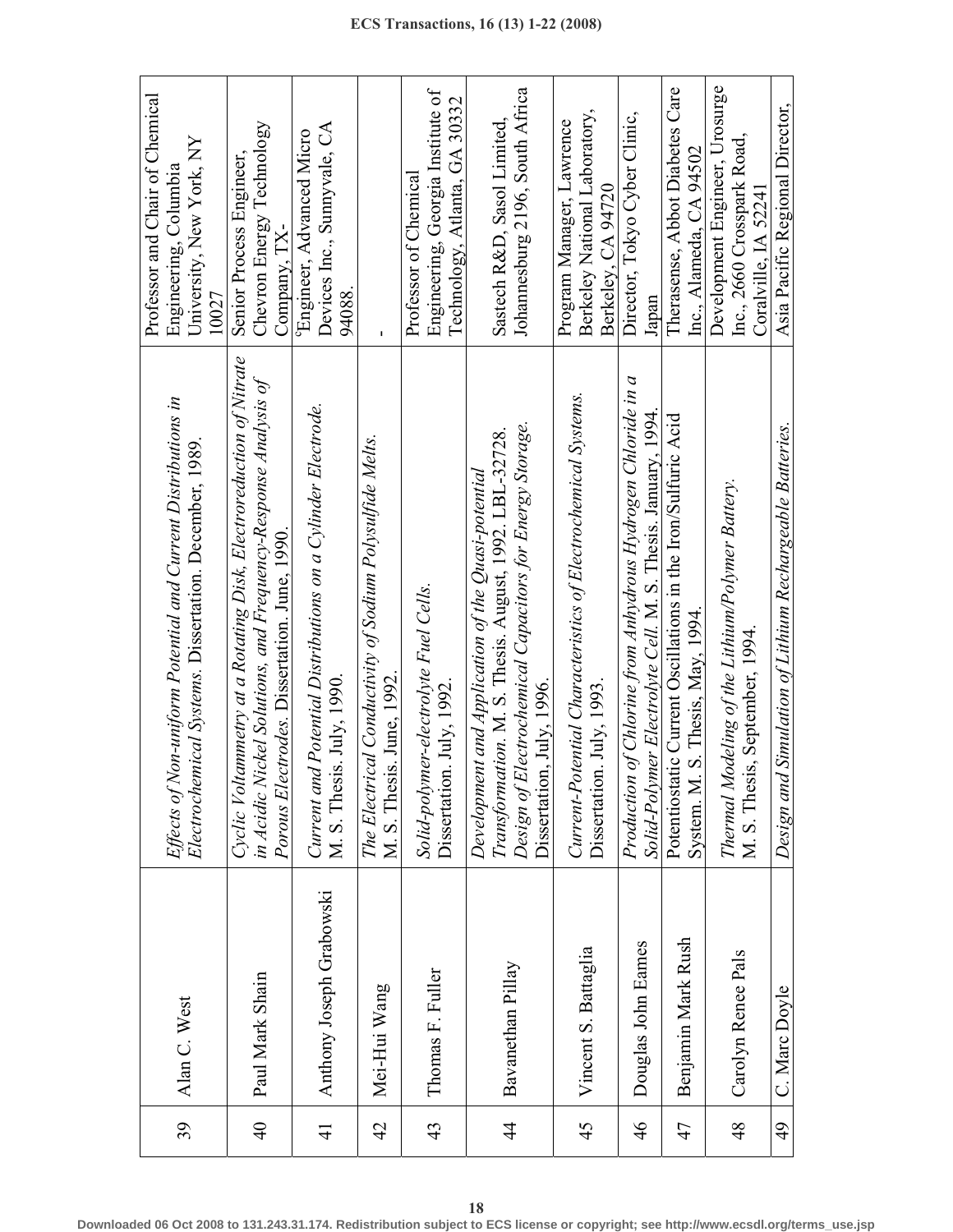| | | | |
|---|---|---|---|
| 39 | Alan C. West | *Effects of Non-uniform Potential and Current Distributions in Electrochemical Systems.* Dissertation. December, 1989. | Professor and Chair of Chemical Engineering, Columbia University, New York, NY 10027 |
| 40 | Paul Mark Shain | *Cyclic Voltammetry at a Rotating Disk, Electroreduction of Nitrate in Acidic Nickel Solutions, and Frequency-Response Analysis of Porous Electrodes.* Dissertation. June, 1990. | Senior Process Engineer, Chevron Energy Technology Company, TX- |
| 41 | Anthony Joseph Grabowski | *Current and Potential Distributions on a Cylinder Electrode.* M. S. Thesis. July, 1990. | [c]Engineer, Advanced Micro Devices Inc., Sunnyvale, CA 94088. |
| 42 | Mei-Hui Wang | *The Electrical Conductivity of Sodium Polysulfide Melts.* M. S. Thesis. June, 1992. | - |
| 43 | Thomas F. Fuller | *Solid-polymer-electrolyte Fuel Cells.* Dissertation. July, 1992. | Professor of Chemical Engineering, Georgia Institute of Technology, Atlanta, GA 30332 |
| 44 | Bavanethan Pillay | *Development and Application of the Quasi-potential Transformation.* M. S. Thesis. August, 1992. LBL-32728. *Design of Electrochemical Capacitors for Energy Storage.* Dissertation, July, 1996. | Sastech R&D, Sasol Limited, Johannesburg 2196, South Africa |
| 45 | Vincent S. Battaglia | *Current-Potential Characteristics of Electrochemical Systems.* Dissertation. July, 1993. | Program Manager, Lawrence Berkeley National Laboratory, Berkeley, CA 94720 |
| 46 | Douglas John Eames | *Production of Chlorine from Anhydrous Hydrogen Chloride in a Solid-Polymer Electrolyte Cell.* M. S. Thesis. January, 1994. | Director, Tokyo Cyber Clinic, Japan |
| 47 | Benjamin Mark Rush | Potentiostatic Current Oscillations in the Iron/Sulfuric Acid System. M. S. Thesis, May, 1994. | Therasense, Abbot Diabetes Care Inc., Alameda, CA 94502 |
| 48 | Carolyn Renee Pals | *Thermal Modeling of the Lithium/Polymer Battery.* M. S. Thesis, September, 1994. | Development Engineer, Urosurge Inc., 2660 Crosspark Road, Coralville, IA 52241 |
| 49 | C. Marc Doyle | *Design and Simulation of Lithium Rechargeable Batteries.* | Asia Pacific Regional Director, |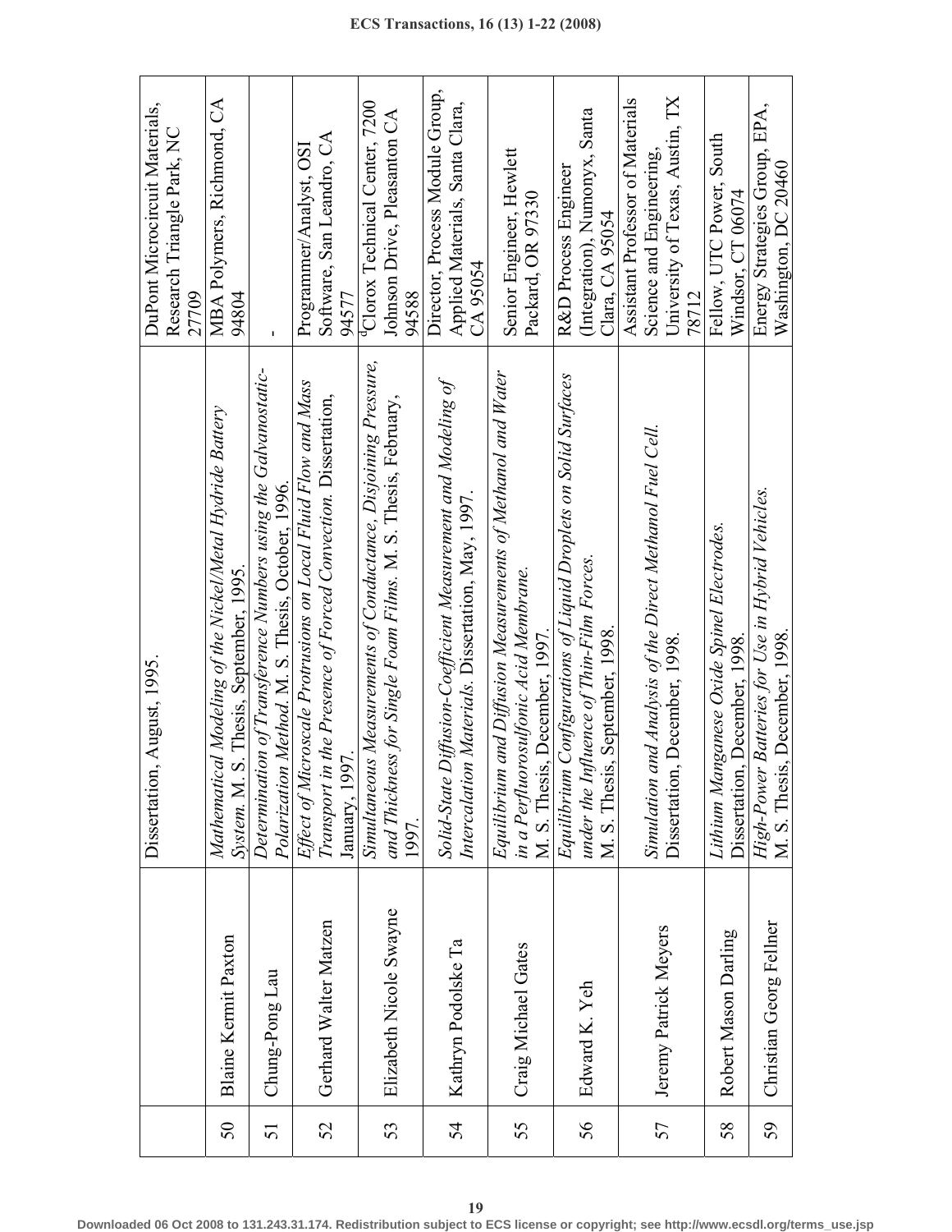|  |  | Dissertation, August, 1995. | DuPont Microcircuit Materials, Research Triangle Park, NC 27709 |
|---|---|---|---|
| 50 | Blaine Kermit Paxton | *Mathematical Modeling of the Nickel/Metal Hydride Battery System.* M. S. Thesis, September, 1995. | MBA Polymers, Richmond, CA 94804 |
| 51 | Chung-Pong Lau | *Determination of Transference Numbers using the Galvanostatic-Polarization Method.* M. S. Thesis, October, 1996. | - |
| 52 | Gerhard Walter Matzen | *Effect of Microscale Protrusions on Local Fluid Flow and Mass Transport in the Presence of Forced Convection.* Dissertation, January, 1997. | Programmer/Analyst, OSI Software, San Leandro, CA 94577 |
| 53 | Elizabeth Nicole Swayne | *Simultaneous Measurements of Conductance, Disjoining Pressure, and Thickness for Single Foam Films.* M. S. Thesis, February, 1997. | [d]Clorox Technical Center, 7200 Johnson Drive, Pleasanton CA 94588 |
| 54 | Kathryn Podolske Ta | *Solid-State Diffusion-Coefficient Measurement and Modeling of Intercalation Materials.* Dissertation, May, 1997. | Director, Process Module Group, Applied Materials, Santa Clara, CA 95054 |
| 55 | Craig Michael Gates | *Equilibrium and Diffusion Measurements of Methanol and Water in a Perfluorosulfonic Acid Membrane.* M. S. Thesis, December, 1997. | Senior Engineer, Hewlett Packard, OR 97330 |
| 56 | Edward K. Yeh | *Equilibrium Configurations of Liquid Droplets on Solid Surfaces under the Influence of Thin-Film Forces.* M. S. Thesis, September, 1998. | R&D Process Engineer (Integration), Numonyx, Santa Clara, CA 95054 |
| 57 | Jeremy Patrick Meyers | *Simulation and Analysis of the Direct Methanol Fuel Cell.* Dissertation, December, 1998. | Assistant Professor of Materials Science and Engineering, University of Texas, Austin, TX 78712 |
| 58 | Robert Mason Darling | *Lithium Manganese Oxide Spinel Electrodes.* Dissertation, December, 1998. | Fellow, UTC Power, South Windsor, CT 06074 |
| 59 | Christian Georg Fellner | *High-Power Batteries for Use in Hybrid Vehicles.* M. S. Thesis, December, 1998. | Energy Strategies Group, EPA, Washington, DC 20460 |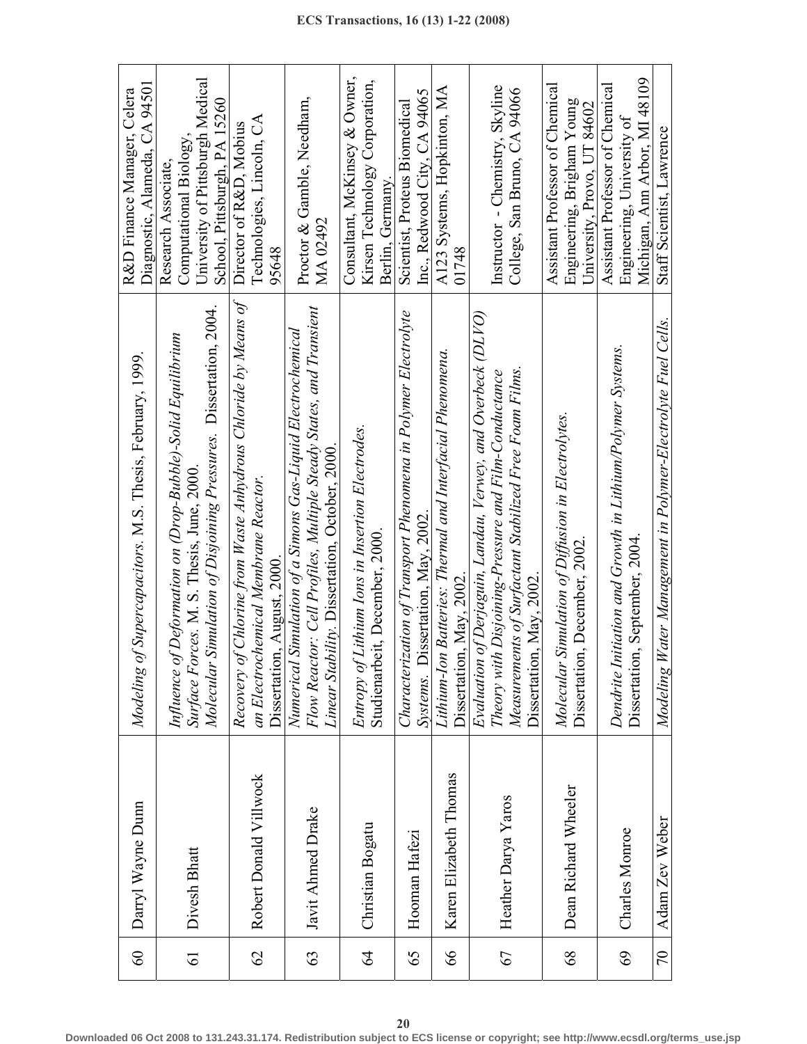| | | | |
|---|---|---|---|
| 60 | Darryl Wayne Dunn | *Modeling of Supercapacitors.* M.S. Thesis, February, 1999. | R&D Finance Manager, Celera Diagnostic, Alameda, CA 94501 |
| 61 | Divesh Bhatt | *Influence of Deformation on (Drop-Bubble)-Solid Equilibrium Surface Forces.* M. S. Thesis, June, 2000. *Molecular Simulation of Disjoining Pressures.* Dissertation, 2004. | Research Associate, Computational Biology, University of Pittsburgh Medical School, Pittsburgh, PA 15260 |
| 62 | Robert Donald Villwock | *Recovery of Chlorine from Waste Anhydrous Chloride by Means of an Electrochemical Membrane Reactor.* Dissertation, August, 2000. | Director of R&D, Mobius Technologies, Lincoln, CA 95648 |
| 63 | Javit Ahmed Drake | *Numerical Simulation of a Simons Gas-Liquid Electrochemical Flow Reactor: Cell Profiles, Multiple Steady States, and Transient Linear Stability.* Dissertation, October, 2000. | Proctor & Gamble, Needham, MA 02492 |
| 64 | Christian Bogatu | *Entropy of Lithium Ions in Insertion Electrodes.* Studienarbeit, December, 2000. | Consultant, McKinsey & Owner, Kirsen Technology Corporation, Berlin, Germany. |
| 65 | Hooman Hafezi | *Characterization of Transport Phenomena in Polymer Electrolyte Systems.* Dissertation, May, 2002. | Scientist, Proteus Biomedical Inc., Redwood City, CA 94065 |
| 66 | Karen Elizabeth Thomas | *Lithium-Ion Batteries: Thermal and Interfacial Phenomena.* Dissertation, May, 2002. | A123 Systems, Hopkinton, MA 01748 |
| 67 | Heather Darya Yaros | *Evaluation of Derjaguin, Landau, Verwey, and Overbeck (DLVO) Theory with Disjoining-Pressure and Film-Conductance Measurements of Surfactant Stabilized Free Foam Films.* Dissertation, May, 2002. | Instructor - Chemistry, Skyline College, San Bruno, CA 94066 |
| 68 | Dean Richard Wheeler | *Molecular Simulation of Diffusion in Electrolytes.* Dissertation, December, 2002. | Assistant Professor of Chemical Engineering, Brigham Young University, Provo, UT 84602 |
| 69 | Charles Monroe | *Dendrite Initiation and Growth in Lithium/Polymer Systems.* Dissertation, September, 2004. | Assistant Professor of Chemical Engineering, University of Michigan, Ann Arbor, MI 48109 |
| 70 | Adam Zev Weber | *Modeling Water Management in Polymer-Electrolyte Fuel Cells.* | Staff Scientist, Lawrence |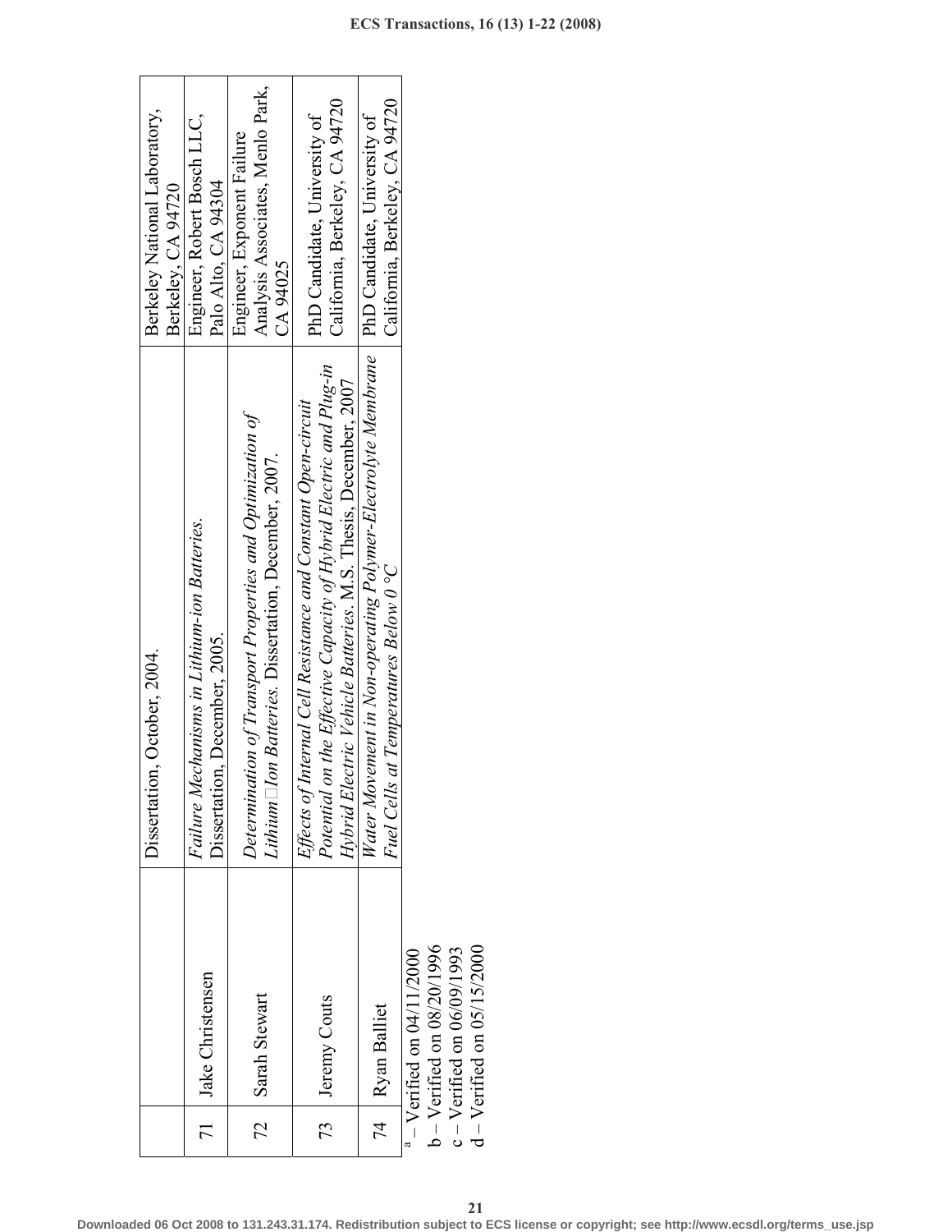| | | | |
|---|---|---|---|
| | | Dissertation, October, 2004. | Berkeley National Laboratory, Berkeley, CA 94720 |
| 71 | Jake Christensen | *Failure Mechanisms in Lithium-ion Batteries.* Dissertation, December, 2005. | Engineer, Robert Bosch LLC, Palo Alto, CA 94304 |
| 72 | Sarah Stewart | *Determination of Transport Properties and Optimization of Lithium□Ion Batteries.* Dissertation, December, 2007. | Engineer, Exponent Failure Analysis Associates, Menlo Park, CA 94025 |
| 73 | Jeremy Couts | *Effects of Internal Cell Resistance and Constant Open-circuit Potential on the Effective Capacity of Hybrid Electric and Plug-in Hybrid Electric Vehicle Batteries.* M.S. Thesis, December, 2007 | PhD Candidate, University of California, Berkeley, CA 94720 |
| 74 | Ryan Balliet | *Water Movement in Non-operating Polymer-Electrolyte Membrane Fuel Cells at Temperatures Below 0 °C* | PhD Candidate, University of California, Berkeley, CA 94720 |

[a] – Verified on 04/11/2000
b – Verified on 08/20/1996
c – Verified on 06/09/1993
d – Verified on 05/15/2000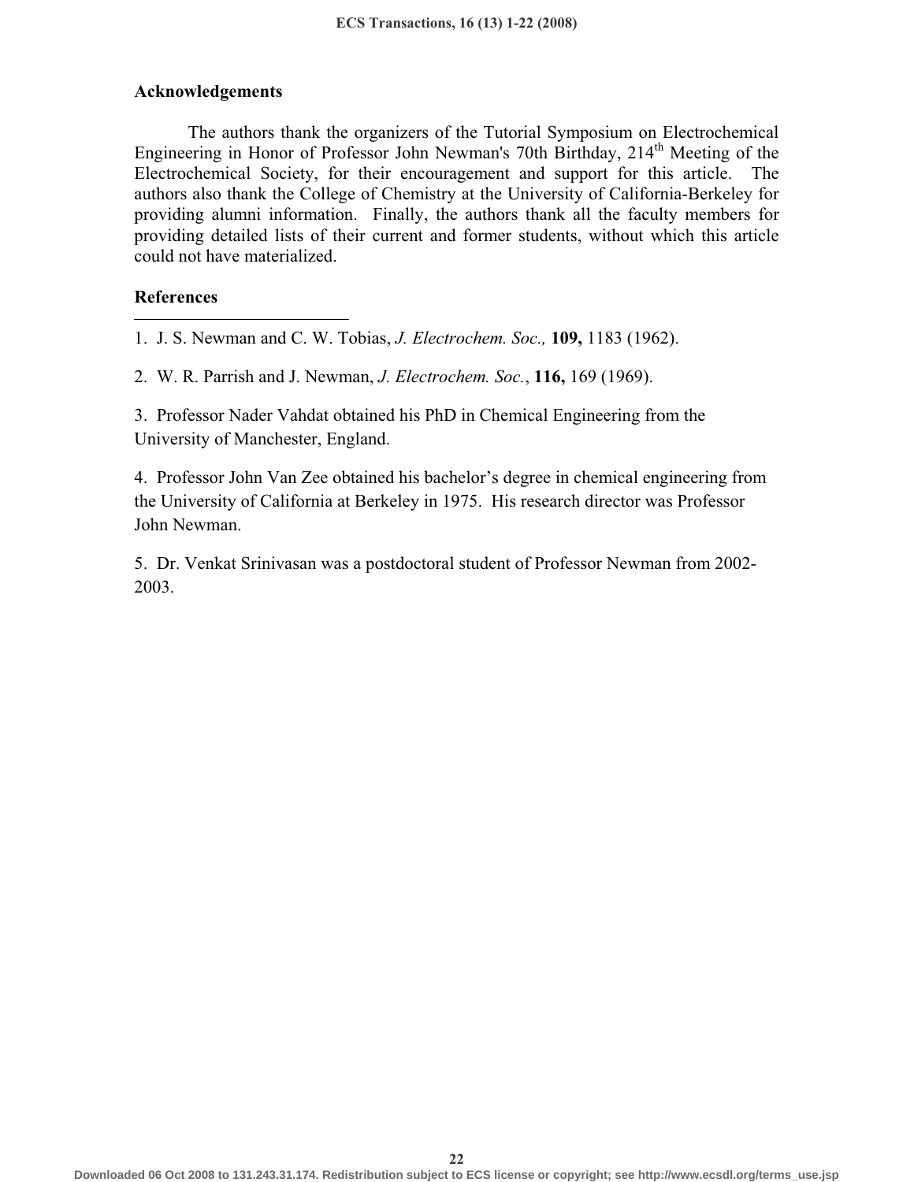## Acknowledgements

The authors thank the organizers of the Tutorial Symposium on Electrochemical Engineering in Honor of Professor John Newman's 70th Birthday, 214$^{th}$ Meeting of the Electrochemical Society, for their encouragement and support for this article. The authors also thank the College of Chemistry at the University of California-Berkeley for providing alumni information. Finally, the authors thank all the faculty members for providing detailed lists of their current and former students, without which this article could not have materialized.

## References

1. J. S. Newman and C. W. Tobias, *J. Electrochem. Soc.,* **109,** 1183 (1962).

2. W. R. Parrish and J. Newman, *J. Electrochem. Soc.*, **116,** 169 (1969).

3. Professor Nader Vahdat obtained his PhD in Chemical Engineering from the University of Manchester, England.

4. Professor John Van Zee obtained his bachelor's degree in chemical engineering from the University of California at Berkeley in 1975. His research director was Professor John Newman.

5. Dr. Venkat Srinivasan was a postdoctoral student of Professor Newman from 2002-2003.